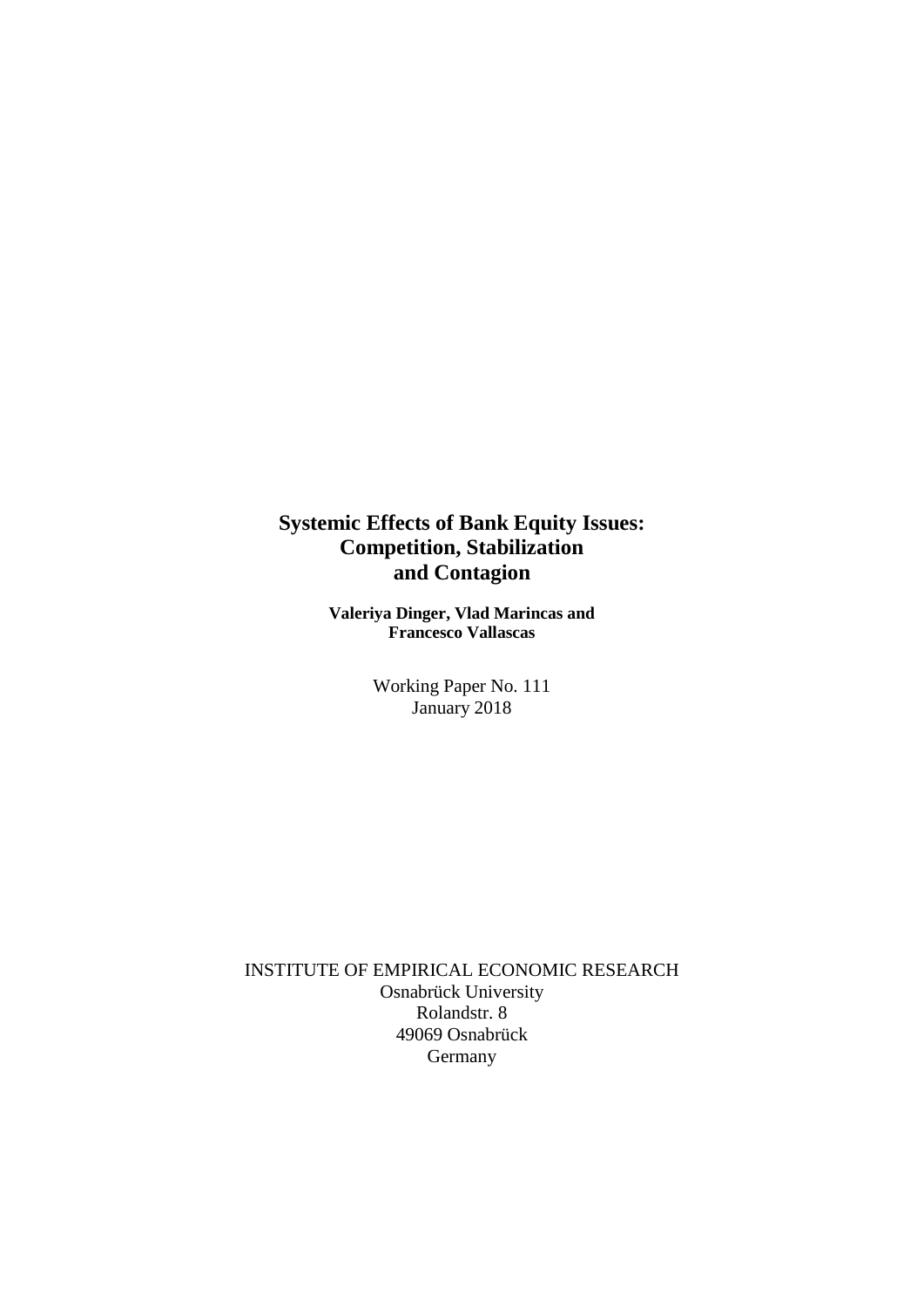# Systemic Effects of Bank Equity Issues: Competition, Stabilization and Contagion

**Valeriya Dinger, Vlad Marincas and Francesco Vallascas**

Working Paper No. 111
January 2018

INSTITUTE OF EMPIRICAL ECONOMIC RESEARCH
Osnabrück University
Rolandstr. 8
49069 Osnabrück
Germany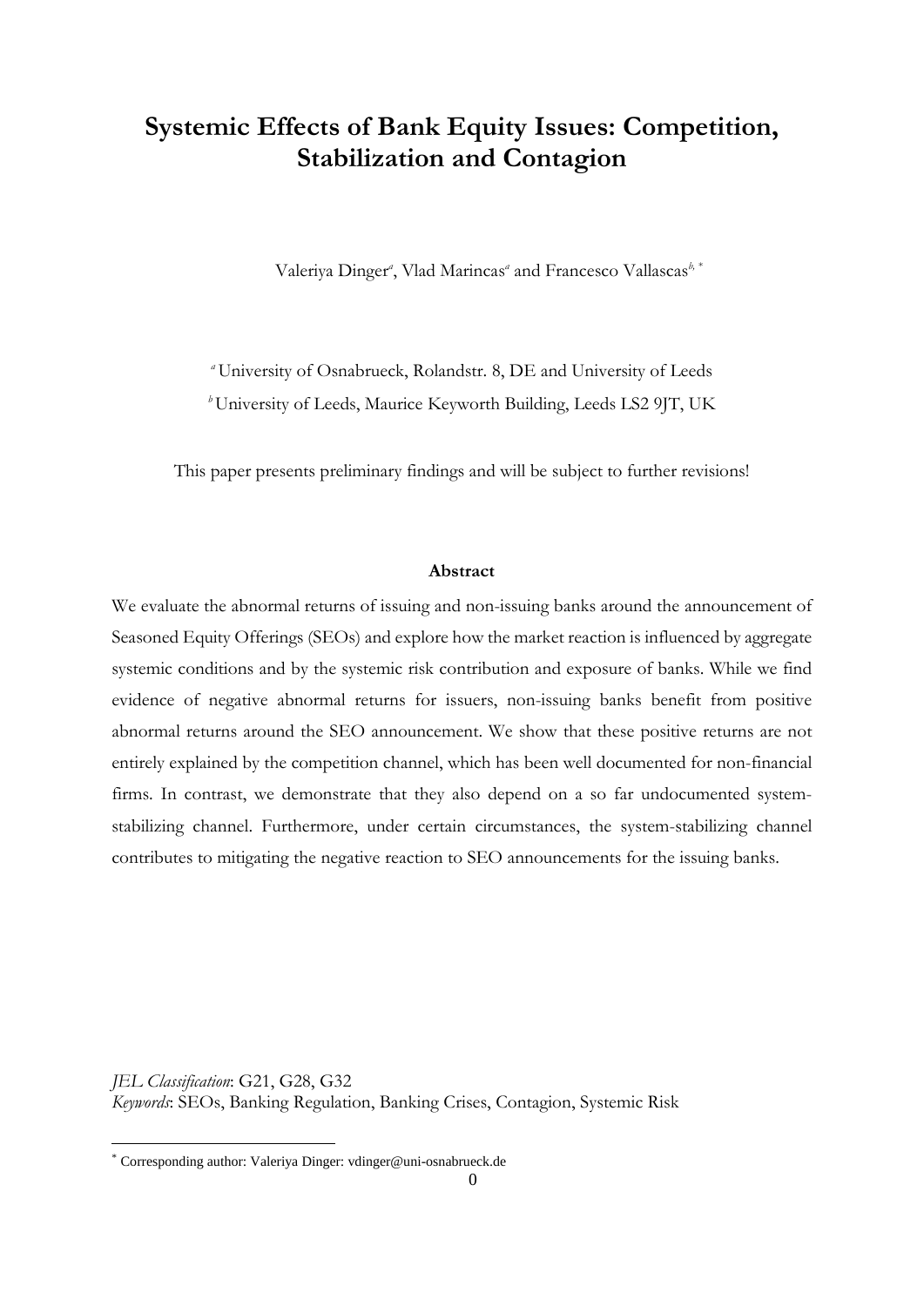# Systemic Effects of Bank Equity Issues: Competition, Stabilization and Contagion

Valeriya Dinger[a], Vlad Marincas[a] and Francesco Vallascas[b, *]

[a] University of Osnabrueck, Rolandstr. 8, DE and University of Leeds

[b] University of Leeds, Maurice Keyworth Building, Leeds LS2 9JT, UK

This paper presents preliminary findings and will be subject to further revisions!

**Abstract**

We evaluate the abnormal returns of issuing and non-issuing banks around the announcement of Seasoned Equity Offerings (SEOs) and explore how the market reaction is influenced by aggregate systemic conditions and by the systemic risk contribution and exposure of banks. While we find evidence of negative abnormal returns for issuers, non-issuing banks benefit from positive abnormal returns around the SEO announcement. We show that these positive returns are not entirely explained by the competition channel, which has been well documented for non-financial firms. In contrast, we demonstrate that they also depend on a so far undocumented system-stabilizing channel. Furthermore, under certain circumstances, the system-stabilizing channel contributes to mitigating the negative reaction to SEO announcements for the issuing banks.

*JEL Classification*: G21, G28, G32

*Keywords*: SEOs, Banking Regulation, Banking Crises, Contagion, Systemic Risk

[*] Corresponding author: Valeriya Dinger: vdinger@uni-osnabrueck.de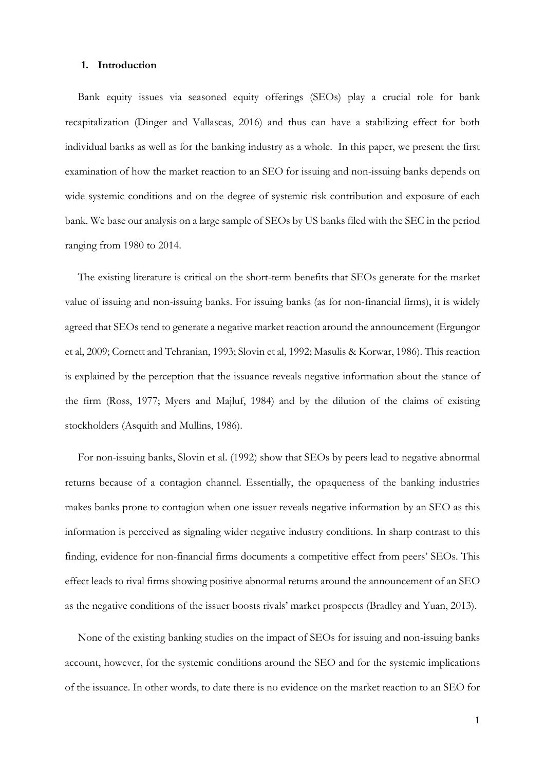## 1. Introduction

Bank equity issues via seasoned equity offerings (SEOs) play a crucial role for bank recapitalization (Dinger and Vallascas, 2016) and thus can have a stabilizing effect for both individual banks as well as for the banking industry as a whole. In this paper, we present the first examination of how the market reaction to an SEO for issuing and non-issuing banks depends on wide systemic conditions and on the degree of systemic risk contribution and exposure of each bank. We base our analysis on a large sample of SEOs by US banks filed with the SEC in the period ranging from 1980 to 2014.

The existing literature is critical on the short-term benefits that SEOs generate for the market value of issuing and non-issuing banks. For issuing banks (as for non-financial firms), it is widely agreed that SEOs tend to generate a negative market reaction around the announcement (Ergungor et al, 2009; Cornett and Tehranian, 1993; Slovin et al, 1992; Masulis & Korwar, 1986). This reaction is explained by the perception that the issuance reveals negative information about the stance of the firm (Ross, 1977; Myers and Majluf, 1984) and by the dilution of the claims of existing stockholders (Asquith and Mullins, 1986).

For non-issuing banks, Slovin et al. (1992) show that SEOs by peers lead to negative abnormal returns because of a contagion channel. Essentially, the opaqueness of the banking industries makes banks prone to contagion when one issuer reveals negative information by an SEO as this information is perceived as signaling wider negative industry conditions. In sharp contrast to this finding, evidence for non-financial firms documents a competitive effect from peers' SEOs. This effect leads to rival firms showing positive abnormal returns around the announcement of an SEO as the negative conditions of the issuer boosts rivals' market prospects (Bradley and Yuan, 2013).

None of the existing banking studies on the impact of SEOs for issuing and non-issuing banks account, however, for the systemic conditions around the SEO and for the systemic implications of the issuance. In other words, to date there is no evidence on the market reaction to an SEO for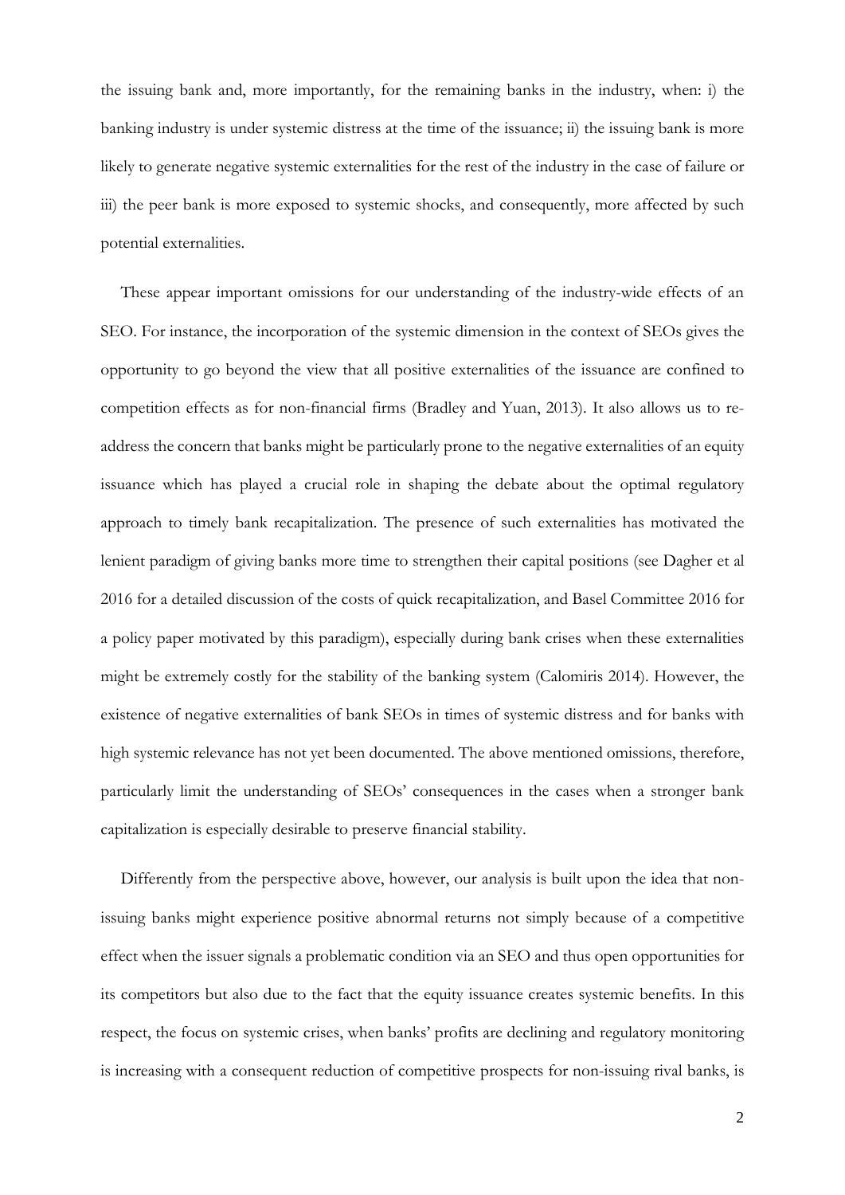the issuing bank and, more importantly, for the remaining banks in the industry, when: i) the banking industry is under systemic distress at the time of the issuance; ii) the issuing bank is more likely to generate negative systemic externalities for the rest of the industry in the case of failure or iii) the peer bank is more exposed to systemic shocks, and consequently, more affected by such potential externalities.

These appear important omissions for our understanding of the industry-wide effects of an SEO. For instance, the incorporation of the systemic dimension in the context of SEOs gives the opportunity to go beyond the view that all positive externalities of the issuance are confined to competition effects as for non-financial firms (Bradley and Yuan, 2013). It also allows us to re-address the concern that banks might be particularly prone to the negative externalities of an equity issuance which has played a crucial role in shaping the debate about the optimal regulatory approach to timely bank recapitalization. The presence of such externalities has motivated the lenient paradigm of giving banks more time to strengthen their capital positions (see Dagher et al 2016 for a detailed discussion of the costs of quick recapitalization, and Basel Committee 2016 for a policy paper motivated by this paradigm), especially during bank crises when these externalities might be extremely costly for the stability of the banking system (Calomiris 2014). However, the existence of negative externalities of bank SEOs in times of systemic distress and for banks with high systemic relevance has not yet been documented. The above mentioned omissions, therefore, particularly limit the understanding of SEOs' consequences in the cases when a stronger bank capitalization is especially desirable to preserve financial stability.

Differently from the perspective above, however, our analysis is built upon the idea that non-issuing banks might experience positive abnormal returns not simply because of a competitive effect when the issuer signals a problematic condition via an SEO and thus open opportunities for its competitors but also due to the fact that the equity issuance creates systemic benefits. In this respect, the focus on systemic crises, when banks' profits are declining and regulatory monitoring is increasing with a consequent reduction of competitive prospects for non-issuing rival banks, is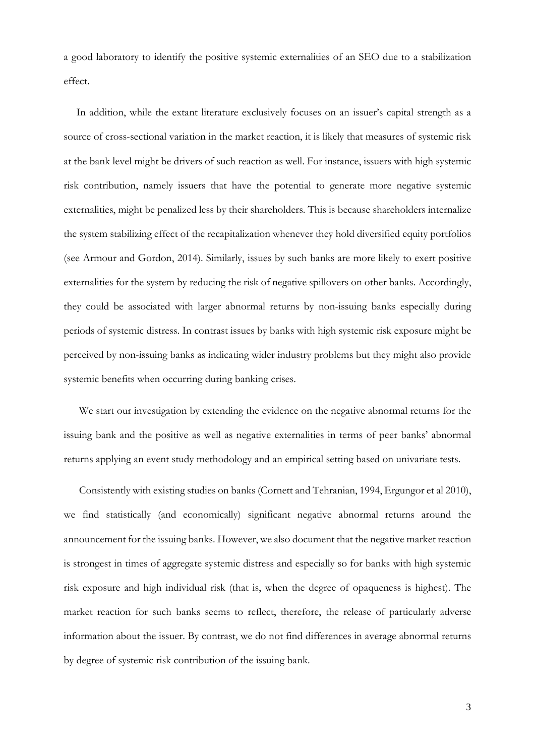a good laboratory to identify the positive systemic externalities of an SEO due to a stabilization effect.

In addition, while the extant literature exclusively focuses on an issuer's capital strength as a source of cross-sectional variation in the market reaction, it is likely that measures of systemic risk at the bank level might be drivers of such reaction as well. For instance, issuers with high systemic risk contribution, namely issuers that have the potential to generate more negative systemic externalities, might be penalized less by their shareholders. This is because shareholders internalize the system stabilizing effect of the recapitalization whenever they hold diversified equity portfolios (see Armour and Gordon, 2014). Similarly, issues by such banks are more likely to exert positive externalities for the system by reducing the risk of negative spillovers on other banks. Accordingly, they could be associated with larger abnormal returns by non-issuing banks especially during periods of systemic distress. In contrast issues by banks with high systemic risk exposure might be perceived by non-issuing banks as indicating wider industry problems but they might also provide systemic benefits when occurring during banking crises.

We start our investigation by extending the evidence on the negative abnormal returns for the issuing bank and the positive as well as negative externalities in terms of peer banks' abnormal returns applying an event study methodology and an empirical setting based on univariate tests.

Consistently with existing studies on banks (Cornett and Tehranian, 1994, Ergungor et al 2010), we find statistically (and economically) significant negative abnormal returns around the announcement for the issuing banks. However, we also document that the negative market reaction is strongest in times of aggregate systemic distress and especially so for banks with high systemic risk exposure and high individual risk (that is, when the degree of opaqueness is highest). The market reaction for such banks seems to reflect, therefore, the release of particularly adverse information about the issuer. By contrast, we do not find differences in average abnormal returns by degree of systemic risk contribution of the issuing bank.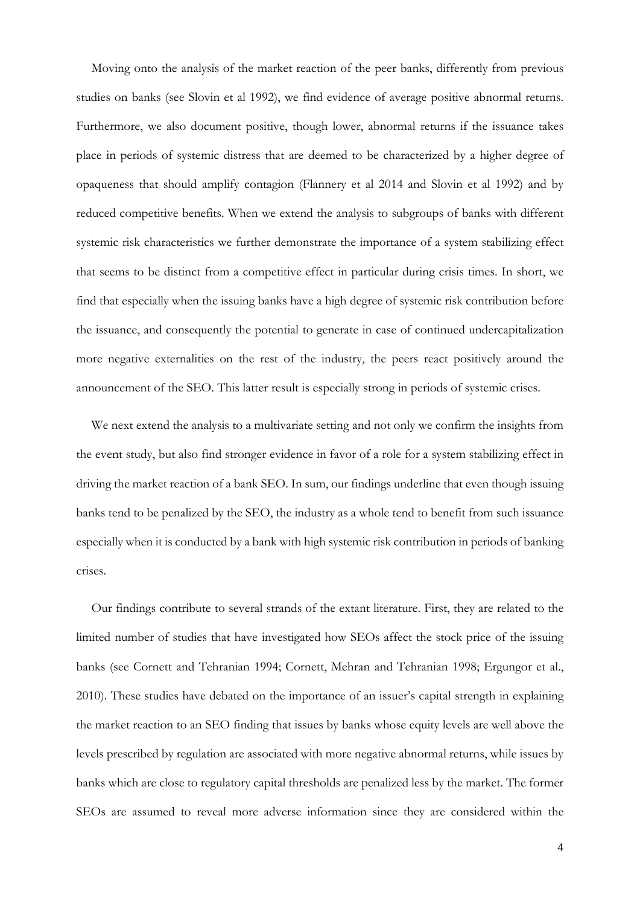Moving onto the analysis of the market reaction of the peer banks, differently from previous studies on banks (see Slovin et al 1992), we find evidence of average positive abnormal returns. Furthermore, we also document positive, though lower, abnormal returns if the issuance takes place in periods of systemic distress that are deemed to be characterized by a higher degree of opaqueness that should amplify contagion (Flannery et al 2014 and Slovin et al 1992) and by reduced competitive benefits. When we extend the analysis to subgroups of banks with different systemic risk characteristics we further demonstrate the importance of a system stabilizing effect that seems to be distinct from a competitive effect in particular during crisis times. In short, we find that especially when the issuing banks have a high degree of systemic risk contribution before the issuance, and consequently the potential to generate in case of continued undercapitalization more negative externalities on the rest of the industry, the peers react positively around the announcement of the SEO. This latter result is especially strong in periods of systemic crises.

We next extend the analysis to a multivariate setting and not only we confirm the insights from the event study, but also find stronger evidence in favor of a role for a system stabilizing effect in driving the market reaction of a bank SEO. In sum, our findings underline that even though issuing banks tend to be penalized by the SEO, the industry as a whole tend to benefit from such issuance especially when it is conducted by a bank with high systemic risk contribution in periods of banking crises.

Our findings contribute to several strands of the extant literature. First, they are related to the limited number of studies that have investigated how SEOs affect the stock price of the issuing banks (see Cornett and Tehranian 1994; Cornett, Mehran and Tehranian 1998; Ergungor et al., 2010). These studies have debated on the importance of an issuer's capital strength in explaining the market reaction to an SEO finding that issues by banks whose equity levels are well above the levels prescribed by regulation are associated with more negative abnormal returns, while issues by banks which are close to regulatory capital thresholds are penalized less by the market. The former SEOs are assumed to reveal more adverse information since they are considered within the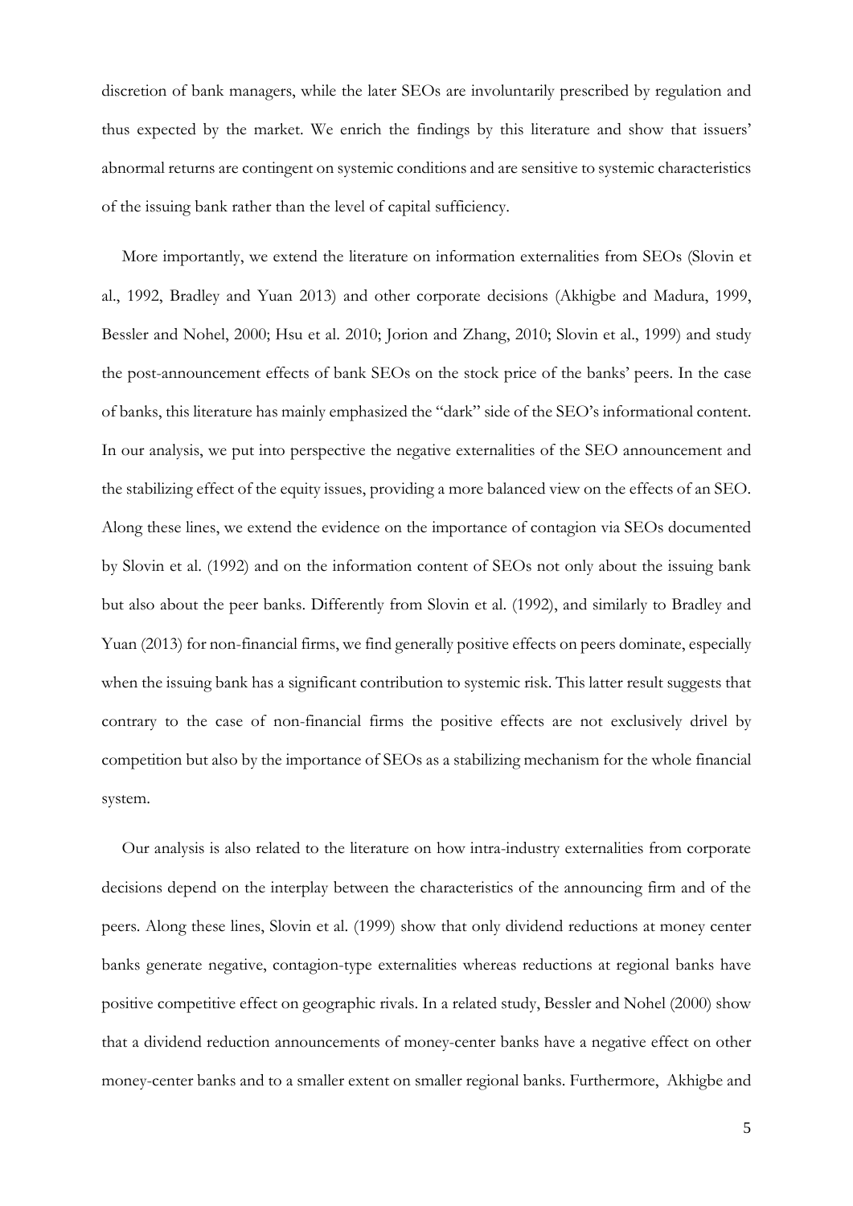discretion of bank managers, while the later SEOs are involuntarily prescribed by regulation and thus expected by the market. We enrich the findings by this literature and show that issuers' abnormal returns are contingent on systemic conditions and are sensitive to systemic characteristics of the issuing bank rather than the level of capital sufficiency.

More importantly, we extend the literature on information externalities from SEOs (Slovin et al., 1992, Bradley and Yuan 2013) and other corporate decisions (Akhigbe and Madura, 1999, Bessler and Nohel, 2000; Hsu et al. 2010; Jorion and Zhang, 2010; Slovin et al., 1999) and study the post-announcement effects of bank SEOs on the stock price of the banks' peers. In the case of banks, this literature has mainly emphasized the "dark" side of the SEO's informational content. In our analysis, we put into perspective the negative externalities of the SEO announcement and the stabilizing effect of the equity issues, providing a more balanced view on the effects of an SEO. Along these lines, we extend the evidence on the importance of contagion via SEOs documented by Slovin et al. (1992) and on the information content of SEOs not only about the issuing bank but also about the peer banks. Differently from Slovin et al. (1992), and similarly to Bradley and Yuan (2013) for non-financial firms, we find generally positive effects on peers dominate, especially when the issuing bank has a significant contribution to systemic risk. This latter result suggests that contrary to the case of non-financial firms the positive effects are not exclusively drivel by competition but also by the importance of SEOs as a stabilizing mechanism for the whole financial system.

Our analysis is also related to the literature on how intra-industry externalities from corporate decisions depend on the interplay between the characteristics of the announcing firm and of the peers. Along these lines, Slovin et al. (1999) show that only dividend reductions at money center banks generate negative, contagion-type externalities whereas reductions at regional banks have positive competitive effect on geographic rivals. In a related study, Bessler and Nohel (2000) show that a dividend reduction announcements of money-center banks have a negative effect on other money-center banks and to a smaller extent on smaller regional banks. Furthermore, Akhigbe and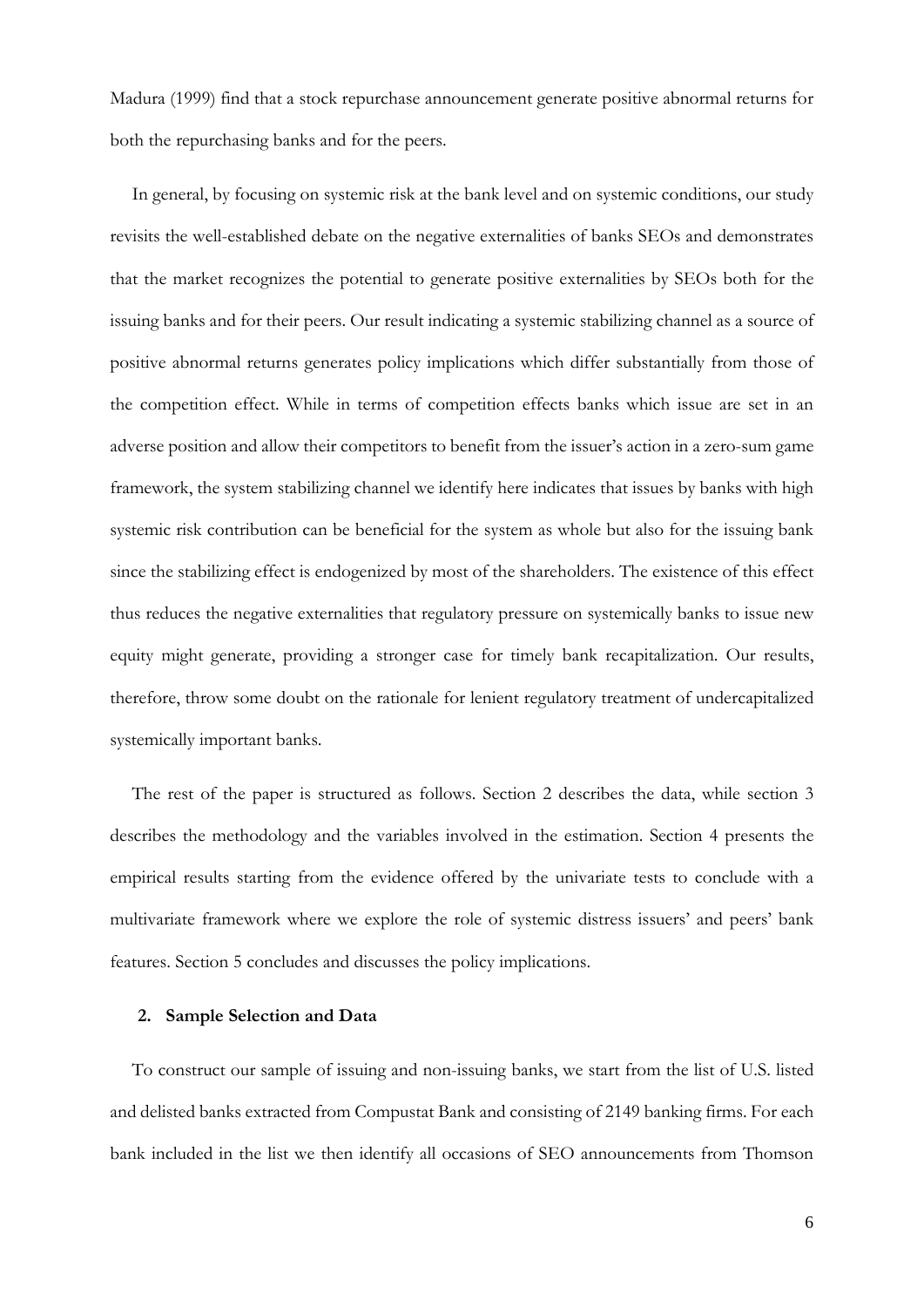Madura (1999) find that a stock repurchase announcement generate positive abnormal returns for both the repurchasing banks and for the peers.

In general, by focusing on systemic risk at the bank level and on systemic conditions, our study revisits the well-established debate on the negative externalities of banks SEOs and demonstrates that the market recognizes the potential to generate positive externalities by SEOs both for the issuing banks and for their peers. Our result indicating a systemic stabilizing channel as a source of positive abnormal returns generates policy implications which differ substantially from those of the competition effect. While in terms of competition effects banks which issue are set in an adverse position and allow their competitors to benefit from the issuer's action in a zero-sum game framework, the system stabilizing channel we identify here indicates that issues by banks with high systemic risk contribution can be beneficial for the system as whole but also for the issuing bank since the stabilizing effect is endogenized by most of the shareholders. The existence of this effect thus reduces the negative externalities that regulatory pressure on systemically banks to issue new equity might generate, providing a stronger case for timely bank recapitalization. Our results, therefore, throw some doubt on the rationale for lenient regulatory treatment of undercapitalized systemically important banks.

The rest of the paper is structured as follows. Section 2 describes the data, while section 3 describes the methodology and the variables involved in the estimation. Section 4 presents the empirical results starting from the evidence offered by the univariate tests to conclude with a multivariate framework where we explore the role of systemic distress issuers' and peers' bank features. Section 5 concludes and discusses the policy implications.

## 2. Sample Selection and Data

To construct our sample of issuing and non-issuing banks, we start from the list of U.S. listed and delisted banks extracted from Compustat Bank and consisting of 2149 banking firms. For each bank included in the list we then identify all occasions of SEO announcements from Thomson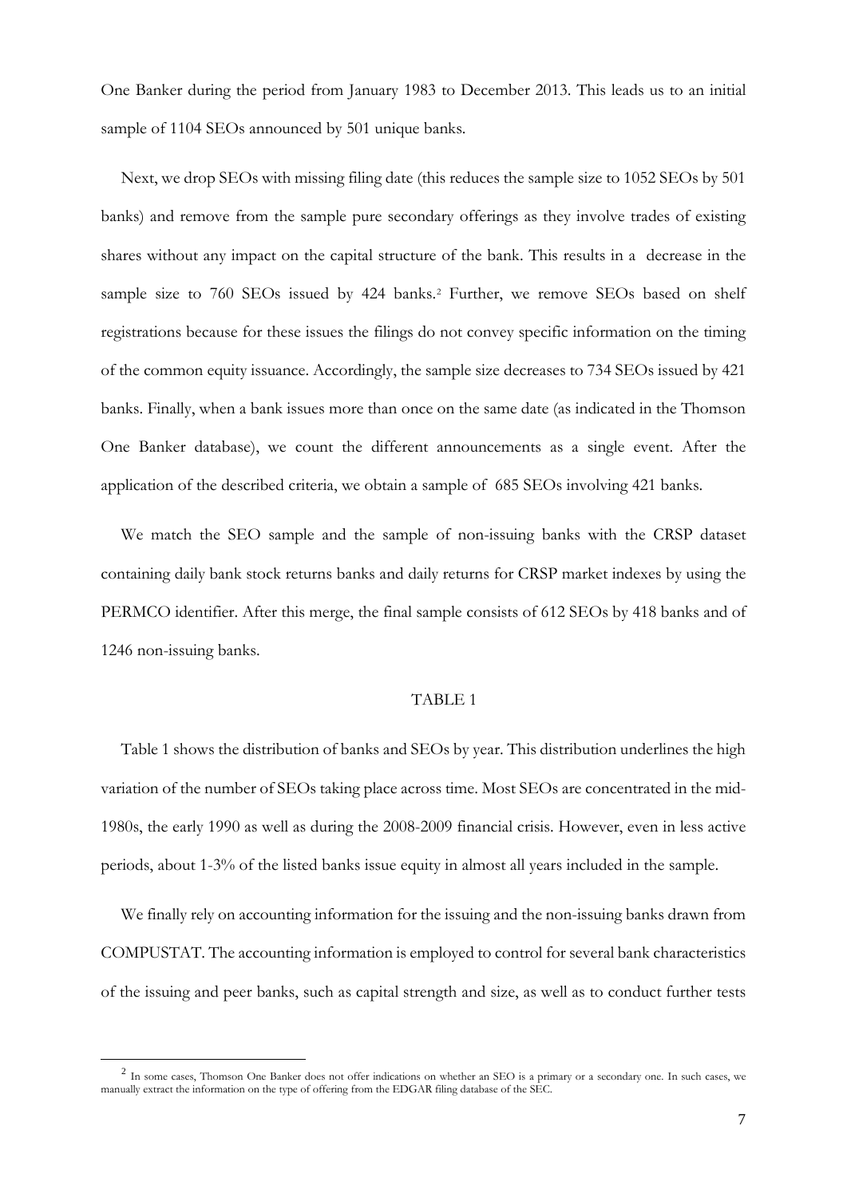One Banker during the period from January 1983 to December 2013. This leads us to an initial sample of 1104 SEOs announced by 501 unique banks.

Next, we drop SEOs with missing filing date (this reduces the sample size to 1052 SEOs by 501 banks) and remove from the sample pure secondary offerings as they involve trades of existing shares without any impact on the capital structure of the bank. This results in a decrease in the sample size to 760 SEOs issued by 424 banks.[2] Further, we remove SEOs based on shelf registrations because for these issues the filings do not convey specific information on the timing of the common equity issuance. Accordingly, the sample size decreases to 734 SEOs issued by 421 banks. Finally, when a bank issues more than once on the same date (as indicated in the Thomson One Banker database), we count the different announcements as a single event. After the application of the described criteria, we obtain a sample of 685 SEOs involving 421 banks.

We match the SEO sample and the sample of non-issuing banks with the CRSP dataset containing daily bank stock returns banks and daily returns for CRSP market indexes by using the PERMCO identifier. After this merge, the final sample consists of 612 SEOs by 418 banks and of 1246 non-issuing banks.

TABLE 1

Table 1 shows the distribution of banks and SEOs by year. This distribution underlines the high variation of the number of SEOs taking place across time. Most SEOs are concentrated in the mid-1980s, the early 1990 as well as during the 2008-2009 financial crisis. However, even in less active periods, about 1-3% of the listed banks issue equity in almost all years included in the sample.

We finally rely on accounting information for the issuing and the non-issuing banks drawn from COMPUSTAT. The accounting information is employed to control for several bank characteristics of the issuing and peer banks, such as capital strength and size, as well as to conduct further tests

---

[2] In some cases, Thomson One Banker does not offer indications on whether an SEO is a primary or a secondary one. In such cases, we manually extract the information on the type of offering from the EDGAR filing database of the SEC.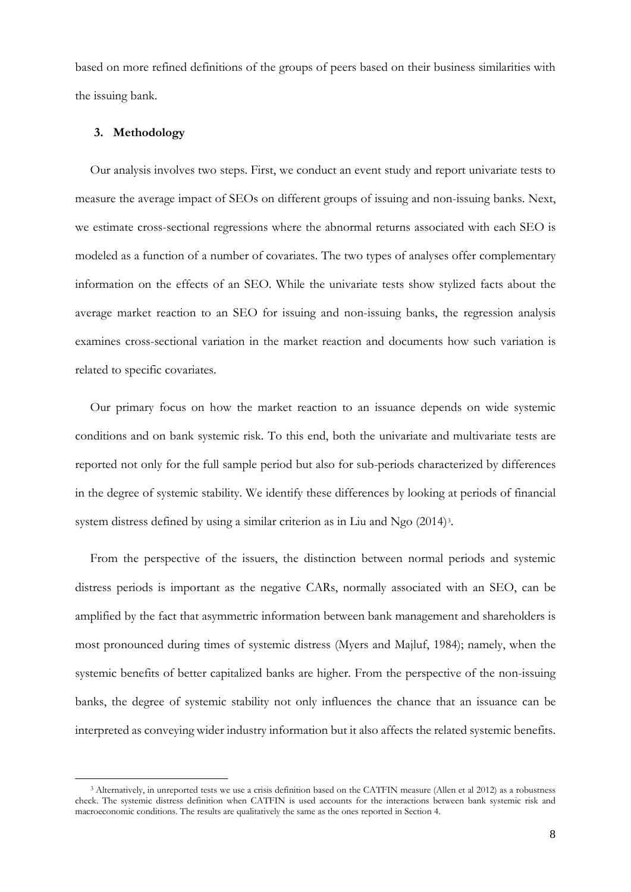based on more refined definitions of the groups of peers based on their business similarities with the issuing bank.

## 3. Methodology

Our analysis involves two steps. First, we conduct an event study and report univariate tests to measure the average impact of SEOs on different groups of issuing and non-issuing banks. Next, we estimate cross-sectional regressions where the abnormal returns associated with each SEO is modeled as a function of a number of covariates. The two types of analyses offer complementary information on the effects of an SEO. While the univariate tests show stylized facts about the average market reaction to an SEO for issuing and non-issuing banks, the regression analysis examines cross-sectional variation in the market reaction and documents how such variation is related to specific covariates.

Our primary focus on how the market reaction to an issuance depends on wide systemic conditions and on bank systemic risk. To this end, both the univariate and multivariate tests are reported not only for the full sample period but also for sub-periods characterized by differences in the degree of systemic stability. We identify these differences by looking at periods of financial system distress defined by using a similar criterion as in Liu and Ngo (2014)[3].

From the perspective of the issuers, the distinction between normal periods and systemic distress periods is important as the negative CARs, normally associated with an SEO, can be amplified by the fact that asymmetric information between bank management and shareholders is most pronounced during times of systemic distress (Myers and Majluf, 1984); namely, when the systemic benefits of better capitalized banks are higher. From the perspective of the non-issuing banks, the degree of systemic stability not only influences the chance that an issuance can be interpreted as conveying wider industry information but it also affects the related systemic benefits.

[3] Alternatively, in unreported tests we use a crisis definition based on the CATFIN measure (Allen et al 2012) as a robustness check. The systemic distress definition when CATFIN is used accounts for the interactions between bank systemic risk and macroeconomic conditions. The results are qualitatively the same as the ones reported in Section 4.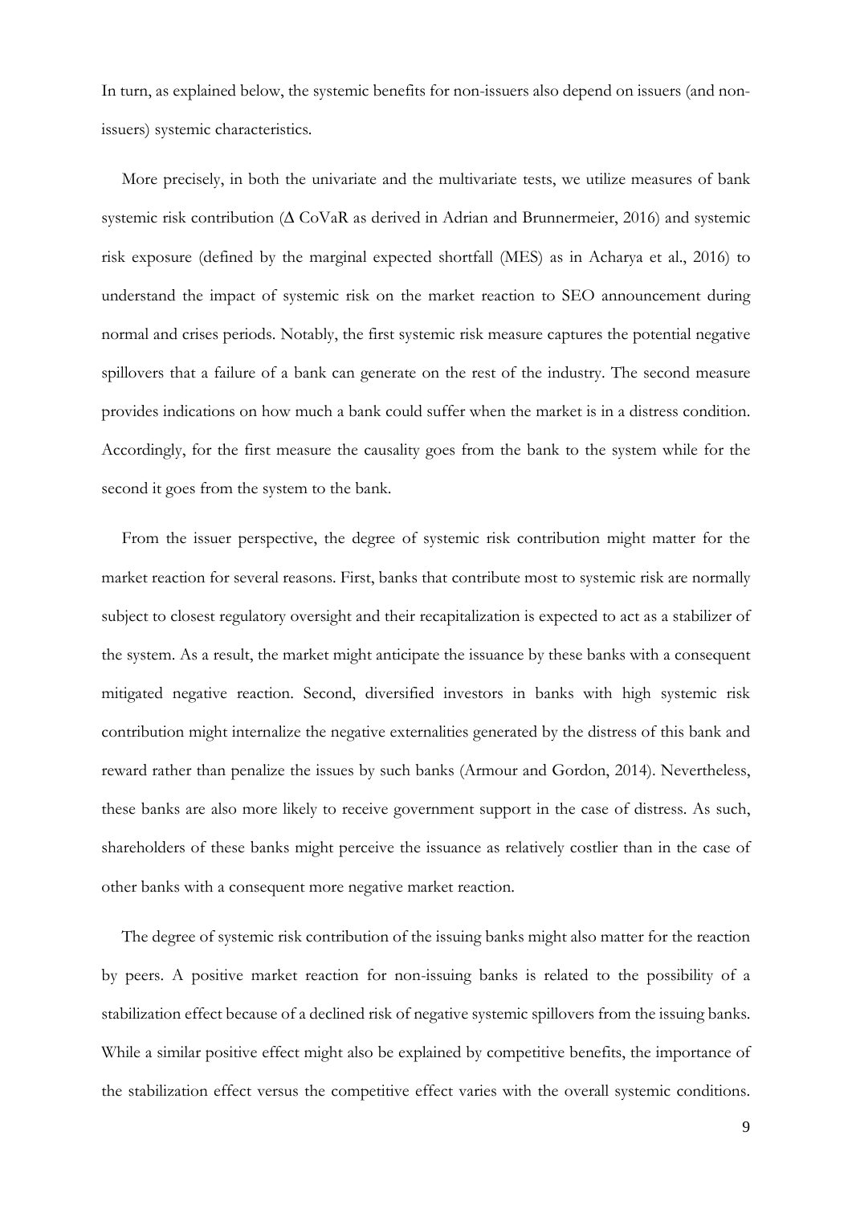In turn, as explained below, the systemic benefits for non-issuers also depend on issuers (and non-issuers) systemic characteristics.

More precisely, in both the univariate and the multivariate tests, we utilize measures of bank systemic risk contribution ($\Delta$ CoVaR as derived in Adrian and Brunnermeier, 2016) and systemic risk exposure (defined by the marginal expected shortfall (MES) as in Acharya et al., 2016) to understand the impact of systemic risk on the market reaction to SEO announcement during normal and crises periods. Notably, the first systemic risk measure captures the potential negative spillovers that a failure of a bank can generate on the rest of the industry. The second measure provides indications on how much a bank could suffer when the market is in a distress condition. Accordingly, for the first measure the causality goes from the bank to the system while for the second it goes from the system to the bank.

From the issuer perspective, the degree of systemic risk contribution might matter for the market reaction for several reasons. First, banks that contribute most to systemic risk are normally subject to closest regulatory oversight and their recapitalization is expected to act as a stabilizer of the system. As a result, the market might anticipate the issuance by these banks with a consequent mitigated negative reaction. Second, diversified investors in banks with high systemic risk contribution might internalize the negative externalities generated by the distress of this bank and reward rather than penalize the issues by such banks (Armour and Gordon, 2014). Nevertheless, these banks are also more likely to receive government support in the case of distress. As such, shareholders of these banks might perceive the issuance as relatively costlier than in the case of other banks with a consequent more negative market reaction.

The degree of systemic risk contribution of the issuing banks might also matter for the reaction by peers. A positive market reaction for non-issuing banks is related to the possibility of a stabilization effect because of a declined risk of negative systemic spillovers from the issuing banks. While a similar positive effect might also be explained by competitive benefits, the importance of the stabilization effect versus the competitive effect varies with the overall systemic conditions.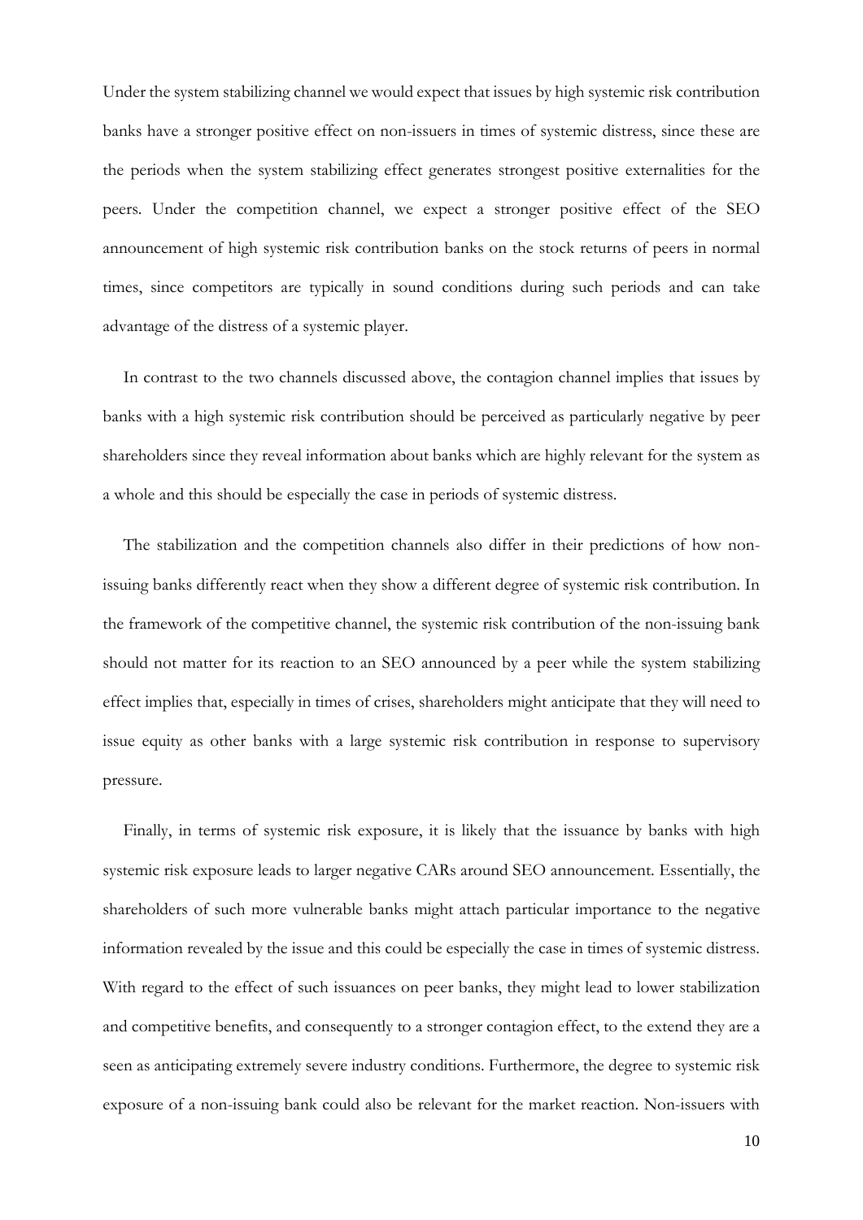Under the system stabilizing channel we would expect that issues by high systemic risk contribution banks have a stronger positive effect on non-issuers in times of systemic distress, since these are the periods when the system stabilizing effect generates strongest positive externalities for the peers. Under the competition channel, we expect a stronger positive effect of the SEO announcement of high systemic risk contribution banks on the stock returns of peers in normal times, since competitors are typically in sound conditions during such periods and can take advantage of the distress of a systemic player.

In contrast to the two channels discussed above, the contagion channel implies that issues by banks with a high systemic risk contribution should be perceived as particularly negative by peer shareholders since they reveal information about banks which are highly relevant for the system as a whole and this should be especially the case in periods of systemic distress.

The stabilization and the competition channels also differ in their predictions of how non-issuing banks differently react when they show a different degree of systemic risk contribution. In the framework of the competitive channel, the systemic risk contribution of the non-issuing bank should not matter for its reaction to an SEO announced by a peer while the system stabilizing effect implies that, especially in times of crises, shareholders might anticipate that they will need to issue equity as other banks with a large systemic risk contribution in response to supervisory pressure.

Finally, in terms of systemic risk exposure, it is likely that the issuance by banks with high systemic risk exposure leads to larger negative CARs around SEO announcement. Essentially, the shareholders of such more vulnerable banks might attach particular importance to the negative information revealed by the issue and this could be especially the case in times of systemic distress. With regard to the effect of such issuances on peer banks, they might lead to lower stabilization and competitive benefits, and consequently to a stronger contagion effect, to the extend they are a seen as anticipating extremely severe industry conditions. Furthermore, the degree to systemic risk exposure of a non-issuing bank could also be relevant for the market reaction. Non-issuers with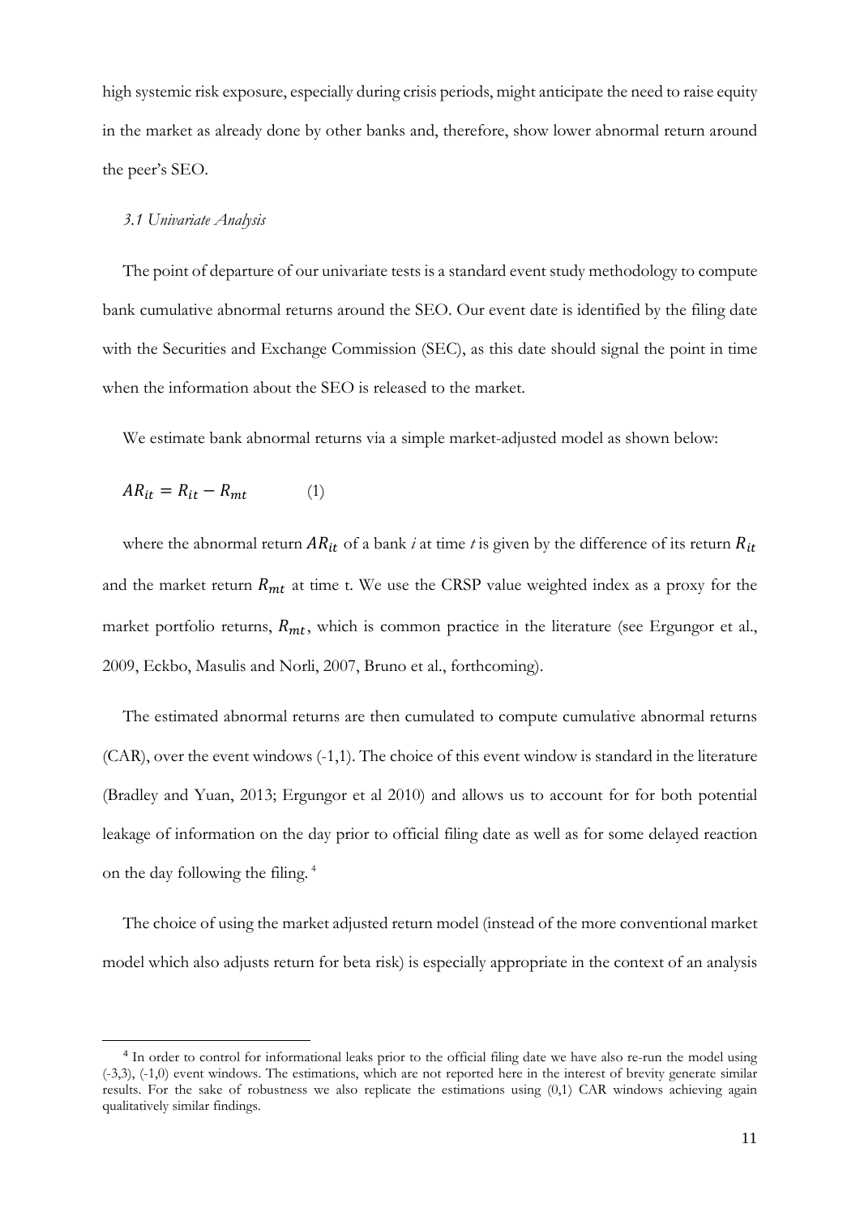high systemic risk exposure, especially during crisis periods, might anticipate the need to raise equity in the market as already done by other banks and, therefore, show lower abnormal return around the peer's SEO.

### *3.1 Univariate Analysis*

The point of departure of our univariate tests is a standard event study methodology to compute bank cumulative abnormal returns around the SEO. Our event date is identified by the filing date with the Securities and Exchange Commission (SEC), as this date should signal the point in time when the information about the SEO is released to the market.

We estimate bank abnormal returns via a simple market-adjusted model as shown below:

$$AR_{it} = R_{it} - R_{mt} \qquad (1)$$

where the abnormal return $AR_{it}$ of a bank *i* at time *t* is given by the difference of its return $R_{it}$ and the market return $R_{mt}$ at time t. We use the CRSP value weighted index as a proxy for the market portfolio returns, $R_{mt}$, which is common practice in the literature (see Ergungor et al., 2009, Eckbo, Masulis and Norli, 2007, Bruno et al., forthcoming).

The estimated abnormal returns are then cumulated to compute cumulative abnormal returns (CAR), over the event windows (-1,1). The choice of this event window is standard in the literature (Bradley and Yuan, 2013; Ergungor et al 2010) and allows us to account for for both potential leakage of information on the day prior to official filing date as well as for some delayed reaction on the day following the filing. [4]

The choice of using the market adjusted return model (instead of the more conventional market model which also adjusts return for beta risk) is especially appropriate in the context of an analysis

---

[4] In order to control for informational leaks prior to the official filing date we have also re-run the model using (-3,3), (-1,0) event windows. The estimations, which are not reported here in the interest of brevity generate similar results. For the sake of robustness we also replicate the estimations using (0,1) CAR windows achieving again qualitatively similar findings.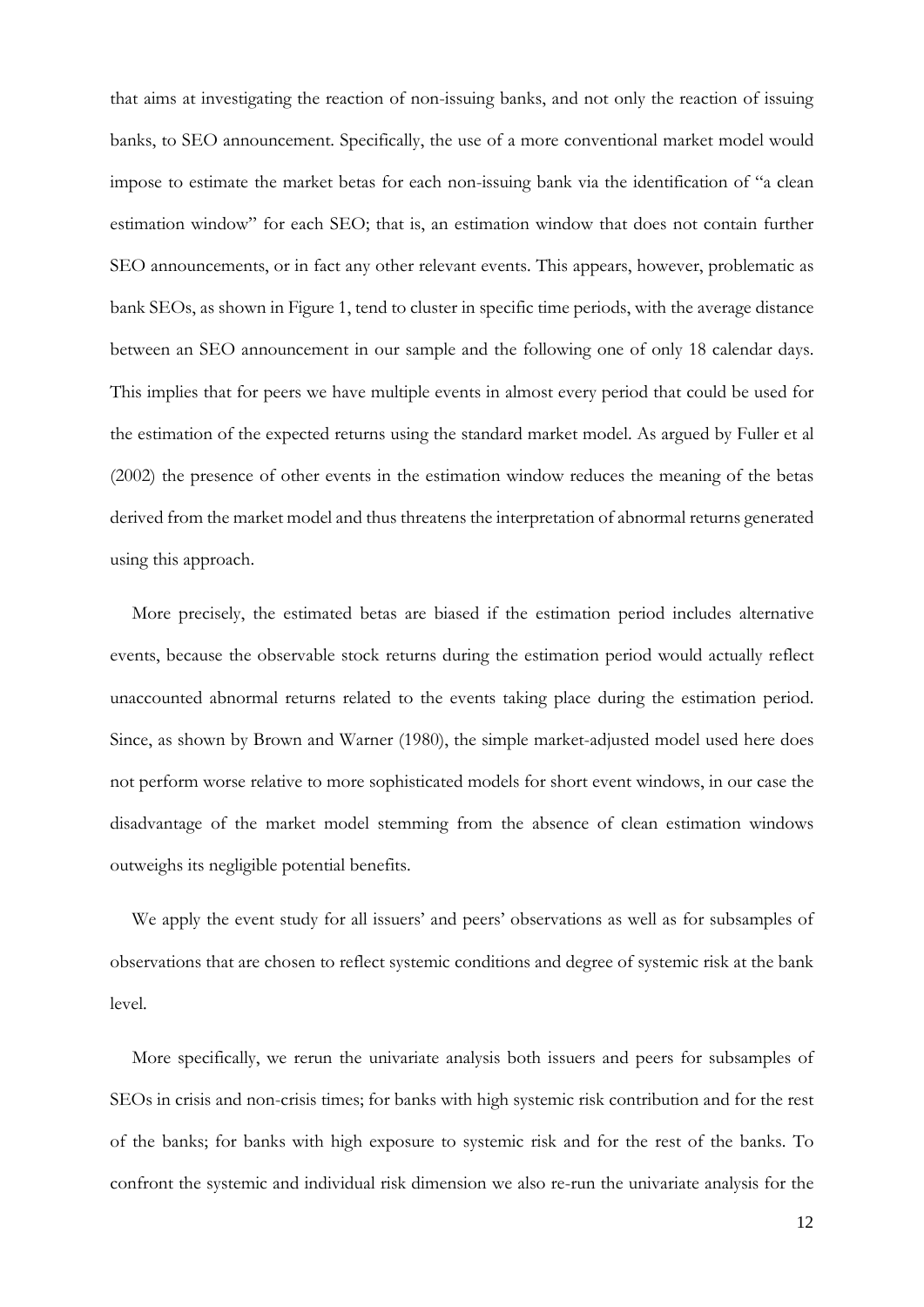that aims at investigating the reaction of non-issuing banks, and not only the reaction of issuing banks, to SEO announcement. Specifically, the use of a more conventional market model would impose to estimate the market betas for each non-issuing bank via the identification of "a clean estimation window" for each SEO; that is, an estimation window that does not contain further SEO announcements, or in fact any other relevant events. This appears, however, problematic as bank SEOs, as shown in Figure 1, tend to cluster in specific time periods, with the average distance between an SEO announcement in our sample and the following one of only 18 calendar days. This implies that for peers we have multiple events in almost every period that could be used for the estimation of the expected returns using the standard market model. As argued by Fuller et al (2002) the presence of other events in the estimation window reduces the meaning of the betas derived from the market model and thus threatens the interpretation of abnormal returns generated using this approach.

More precisely, the estimated betas are biased if the estimation period includes alternative events, because the observable stock returns during the estimation period would actually reflect unaccounted abnormal returns related to the events taking place during the estimation period. Since, as shown by Brown and Warner (1980), the simple market-adjusted model used here does not perform worse relative to more sophisticated models for short event windows, in our case the disadvantage of the market model stemming from the absence of clean estimation windows outweighs its negligible potential benefits.

We apply the event study for all issuers' and peers' observations as well as for subsamples of observations that are chosen to reflect systemic conditions and degree of systemic risk at the bank level.

More specifically, we rerun the univariate analysis both issuers and peers for subsamples of SEOs in crisis and non-crisis times; for banks with high systemic risk contribution and for the rest of the banks; for banks with high exposure to systemic risk and for the rest of the banks. To confront the systemic and individual risk dimension we also re-run the univariate analysis for the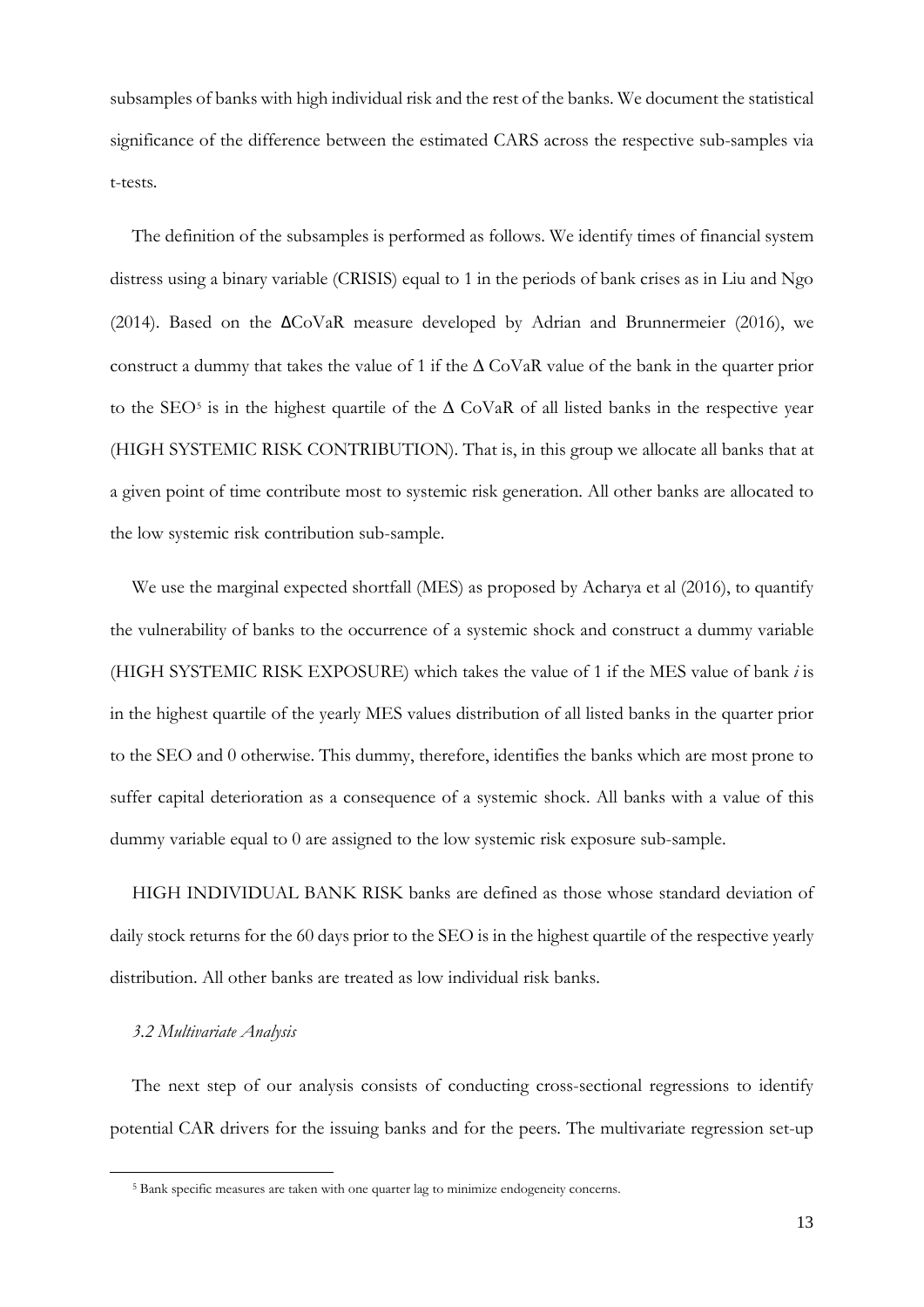subsamples of banks with high individual risk and the rest of the banks. We document the statistical significance of the difference between the estimated CARS across the respective sub-samples via t-tests.

The definition of the subsamples is performed as follows. We identify times of financial system distress using a binary variable (CRISIS) equal to 1 in the periods of bank crises as in Liu and Ngo (2014). Based on the ΔCoVaR measure developed by Adrian and Brunnermeier (2016), we construct a dummy that takes the value of 1 if the Δ CoVaR value of the bank in the quarter prior to the SEO[5] is in the highest quartile of the Δ CoVaR of all listed banks in the respective year (HIGH SYSTEMIC RISK CONTRIBUTION). That is, in this group we allocate all banks that at a given point of time contribute most to systemic risk generation. All other banks are allocated to the low systemic risk contribution sub-sample.

We use the marginal expected shortfall (MES) as proposed by Acharya et al (2016), to quantify the vulnerability of banks to the occurrence of a systemic shock and construct a dummy variable (HIGH SYSTEMIC RISK EXPOSURE) which takes the value of 1 if the MES value of bank *i* is in the highest quartile of the yearly MES values distribution of all listed banks in the quarter prior to the SEO and 0 otherwise. This dummy, therefore, identifies the banks which are most prone to suffer capital deterioration as a consequence of a systemic shock. All banks with a value of this dummy variable equal to 0 are assigned to the low systemic risk exposure sub-sample.

HIGH INDIVIDUAL BANK RISK banks are defined as those whose standard deviation of daily stock returns for the 60 days prior to the SEO is in the highest quartile of the respective yearly distribution. All other banks are treated as low individual risk banks.

### *3.2 Multivariate Analysis*

The next step of our analysis consists of conducting cross-sectional regressions to identify potential CAR drivers for the issuing banks and for the peers. The multivariate regression set-up

[5] Bank specific measures are taken with one quarter lag to minimize endogeneity concerns.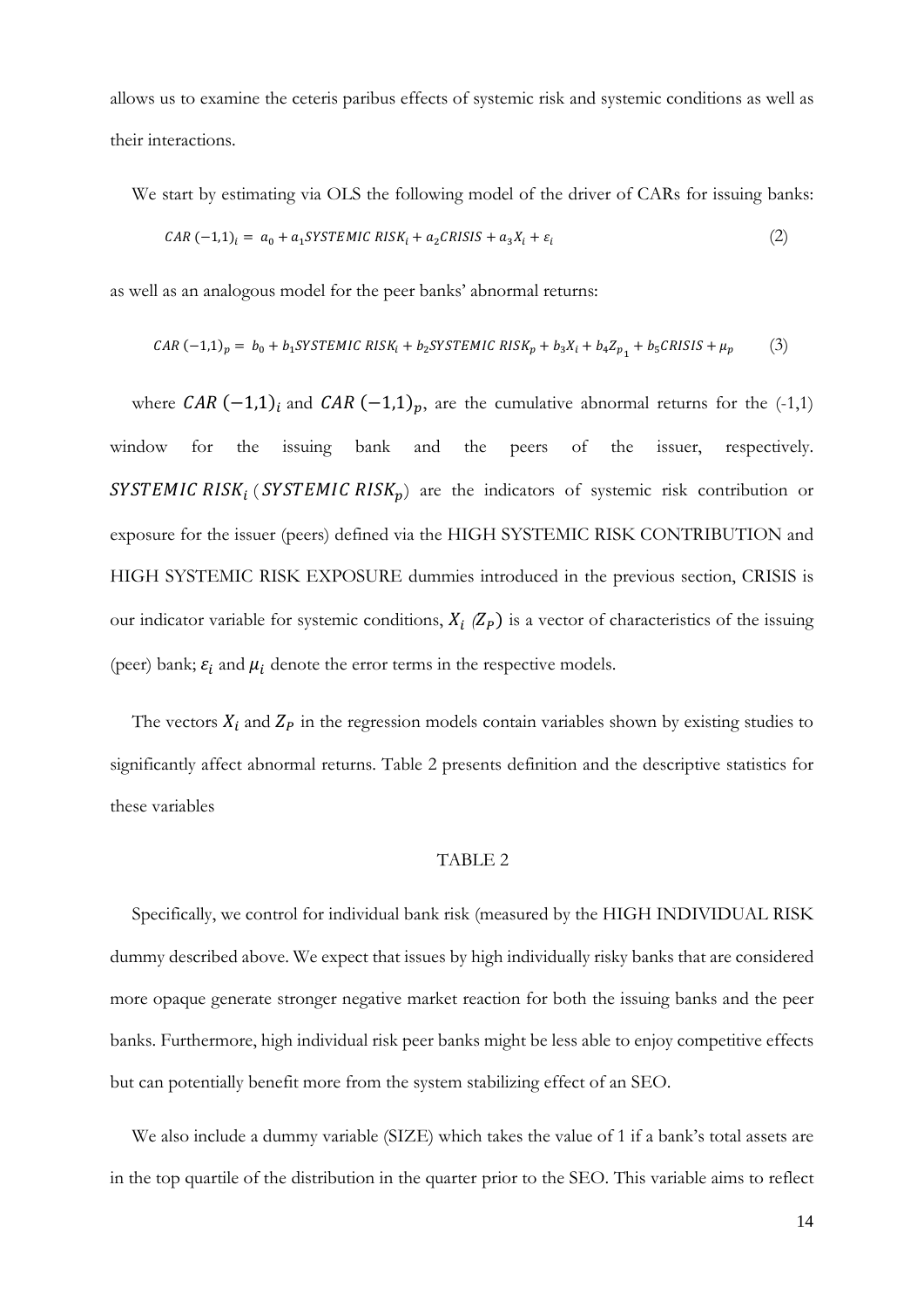allows us to examine the ceteris paribus effects of systemic risk and systemic conditions as well as their interactions.

We start by estimating via OLS the following model of the driver of CARs for issuing banks:

$$CAR\ (-1,1)_i = a_0 + a_1 SYSTEMIC\ RISK_i + a_2 CRISIS + a_3 X_i + \varepsilon_i \tag{2}$$

as well as an analogous model for the peer banks' abnormal returns:

$$CAR\ (-1,1)_p = b_0 + b_1 SYSTEMIC\ RISK_i + b_2 SYSTEMIC\ RISK_p + b_3 X_i + b_4 Z_{p_1} + b_5 CRISIS + \mu_p \tag{3}$$

where $CAR\ (-1,1)_i$ and $CAR\ (-1,1)_p$, are the cumulative abnormal returns for the (-1,1) window for the issuing bank and the peers of the issuer, respectively. $SYSTEMIC\ RISK_i$ ($SYSTEMIC\ RISK_p$) are the indicators of systemic risk contribution or exposure for the issuer (peers) defined via the HIGH SYSTEMIC RISK CONTRIBUTION and HIGH SYSTEMIC RISK EXPOSURE dummies introduced in the previous section, CRISIS is our indicator variable for systemic conditions, $X_i$ ($Z_P$) is a vector of characteristics of the issuing (peer) bank; $\varepsilon_i$ and $\mu_i$ denote the error terms in the respective models.

The vectors $X_i$ and $Z_P$ in the regression models contain variables shown by existing studies to significantly affect abnormal returns. Table 2 presents definition and the descriptive statistics for these variables

TABLE 2

Specifically, we control for individual bank risk (measured by the HIGH INDIVIDUAL RISK dummy described above. We expect that issues by high individually risky banks that are considered more opaque generate stronger negative market reaction for both the issuing banks and the peer banks. Furthermore, high individual risk peer banks might be less able to enjoy competitive effects but can potentially benefit more from the system stabilizing effect of an SEO.

We also include a dummy variable (SIZE) which takes the value of 1 if a bank's total assets are in the top quartile of the distribution in the quarter prior to the SEO. This variable aims to reflect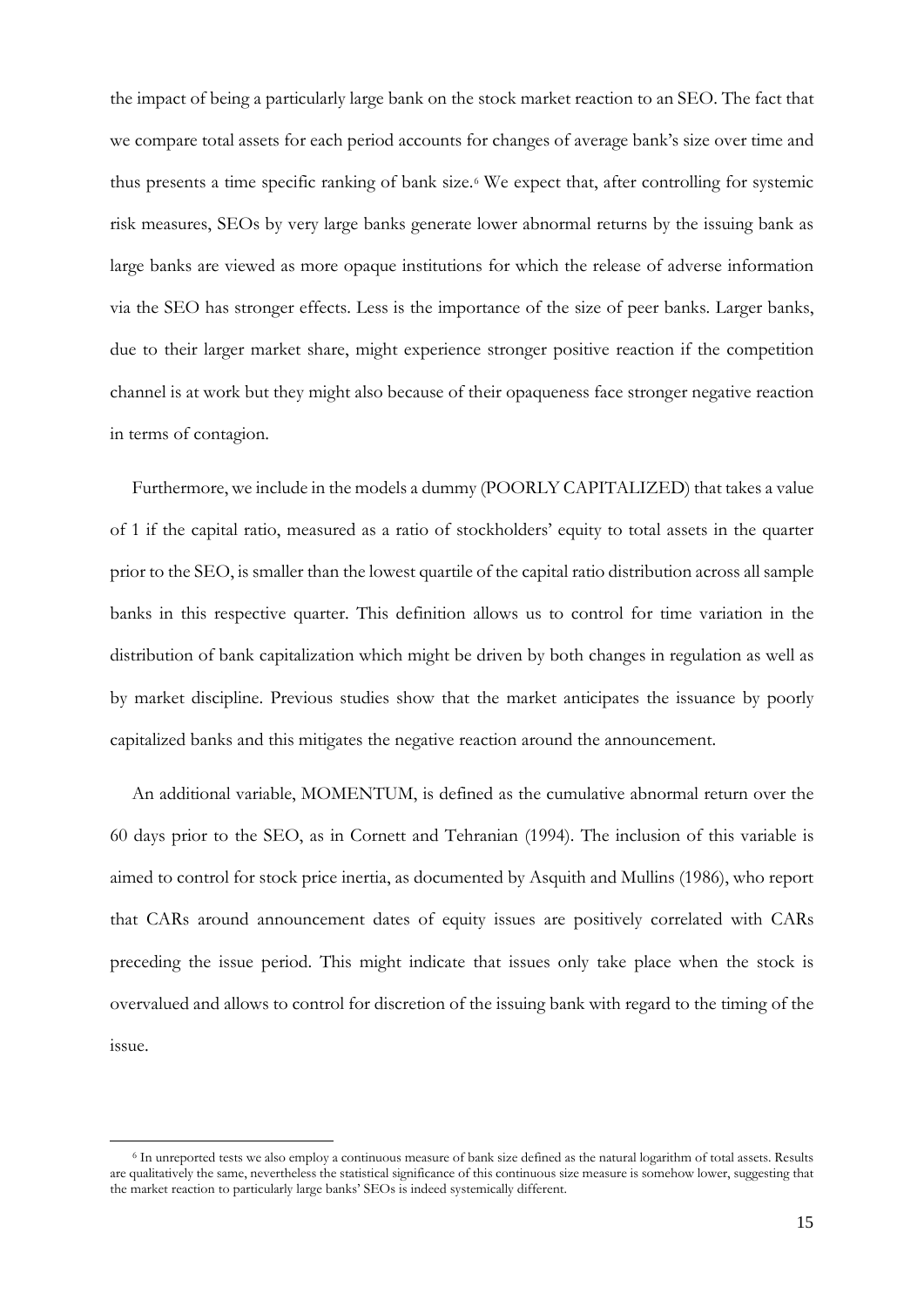the impact of being a particularly large bank on the stock market reaction to an SEO. The fact that we compare total assets for each period accounts for changes of average bank's size over time and thus presents a time specific ranking of bank size.[6] We expect that, after controlling for systemic risk measures, SEOs by very large banks generate lower abnormal returns by the issuing bank as large banks are viewed as more opaque institutions for which the release of adverse information via the SEO has stronger effects. Less is the importance of the size of peer banks. Larger banks, due to their larger market share, might experience stronger positive reaction if the competition channel is at work but they might also because of their opaqueness face stronger negative reaction in terms of contagion.

Furthermore, we include in the models a dummy (POORLY CAPITALIZED) that takes a value of 1 if the capital ratio, measured as a ratio of stockholders' equity to total assets in the quarter prior to the SEO, is smaller than the lowest quartile of the capital ratio distribution across all sample banks in this respective quarter. This definition allows us to control for time variation in the distribution of bank capitalization which might be driven by both changes in regulation as well as by market discipline. Previous studies show that the market anticipates the issuance by poorly capitalized banks and this mitigates the negative reaction around the announcement.

An additional variable, MOMENTUM, is defined as the cumulative abnormal return over the 60 days prior to the SEO, as in Cornett and Tehranian (1994). The inclusion of this variable is aimed to control for stock price inertia, as documented by Asquith and Mullins (1986), who report that CARs around announcement dates of equity issues are positively correlated with CARs preceding the issue period. This might indicate that issues only take place when the stock is overvalued and allows to control for discretion of the issuing bank with regard to the timing of the issue.

[6] In unreported tests we also employ a continuous measure of bank size defined as the natural logarithm of total assets. Results are qualitatively the same, nevertheless the statistical significance of this continuous size measure is somehow lower, suggesting that the market reaction to particularly large banks' SEOs is indeed systemically different.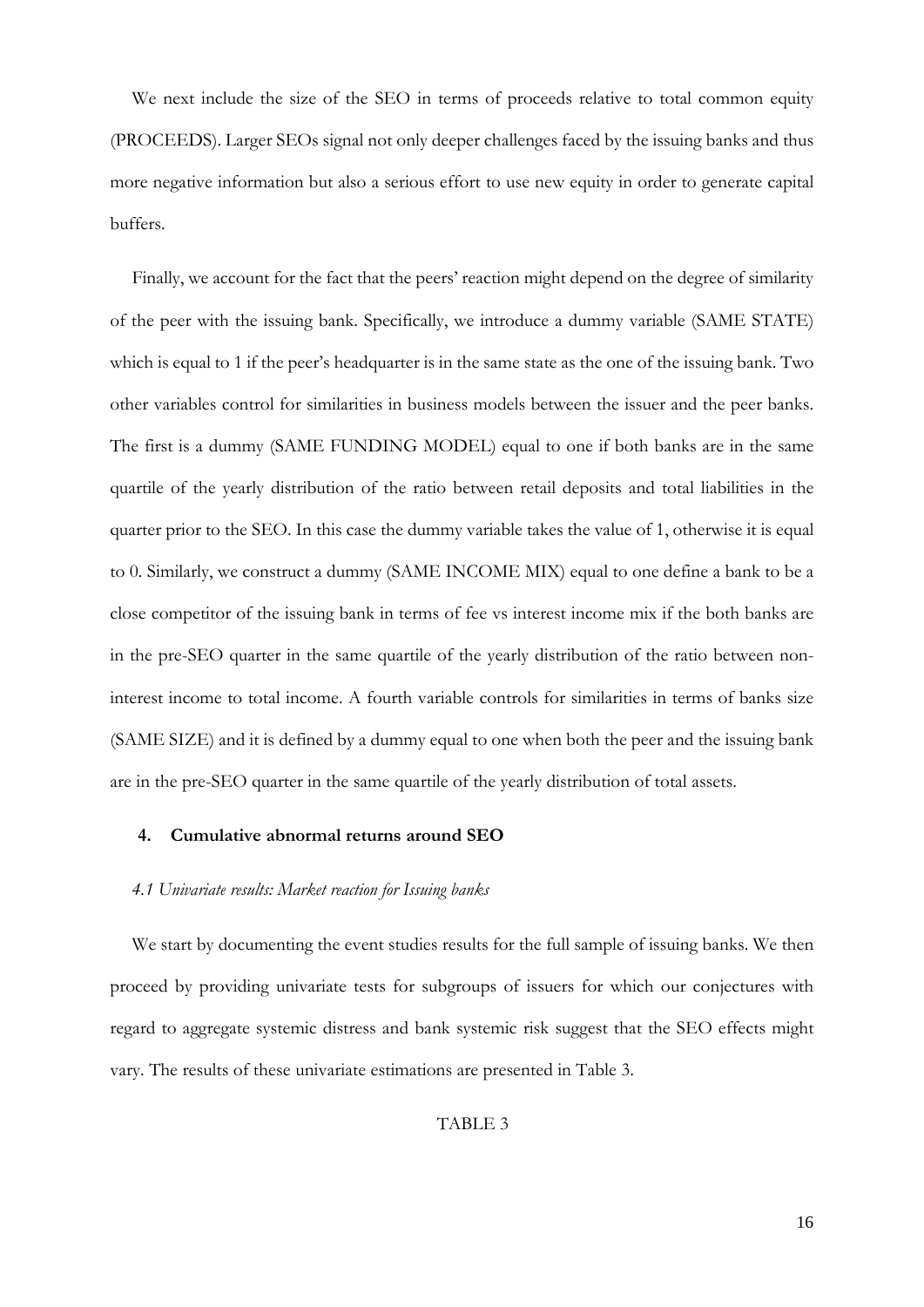We next include the size of the SEO in terms of proceeds relative to total common equity (PROCEEDS). Larger SEOs signal not only deeper challenges faced by the issuing banks and thus more negative information but also a serious effort to use new equity in order to generate capital buffers.

Finally, we account for the fact that the peers' reaction might depend on the degree of similarity of the peer with the issuing bank. Specifically, we introduce a dummy variable (SAME STATE) which is equal to 1 if the peer's headquarter is in the same state as the one of the issuing bank. Two other variables control for similarities in business models between the issuer and the peer banks. The first is a dummy (SAME FUNDING MODEL) equal to one if both banks are in the same quartile of the yearly distribution of the ratio between retail deposits and total liabilities in the quarter prior to the SEO. In this case the dummy variable takes the value of 1, otherwise it is equal to 0. Similarly, we construct a dummy (SAME INCOME MIX) equal to one define a bank to be a close competitor of the issuing bank in terms of fee vs interest income mix if the both banks are in the pre-SEO quarter in the same quartile of the yearly distribution of the ratio between non-interest income to total income. A fourth variable controls for similarities in terms of banks size (SAME SIZE) and it is defined by a dummy equal to one when both the peer and the issuing bank are in the pre-SEO quarter in the same quartile of the yearly distribution of total assets.

## 4. Cumulative abnormal returns around SEO

### *4.1 Univariate results: Market reaction for Issuing banks*

We start by documenting the event studies results for the full sample of issuing banks. We then proceed by providing univariate tests for subgroups of issuers for which our conjectures with regard to aggregate systemic distress and bank systemic risk suggest that the SEO effects might vary. The results of these univariate estimations are presented in Table 3.

TABLE 3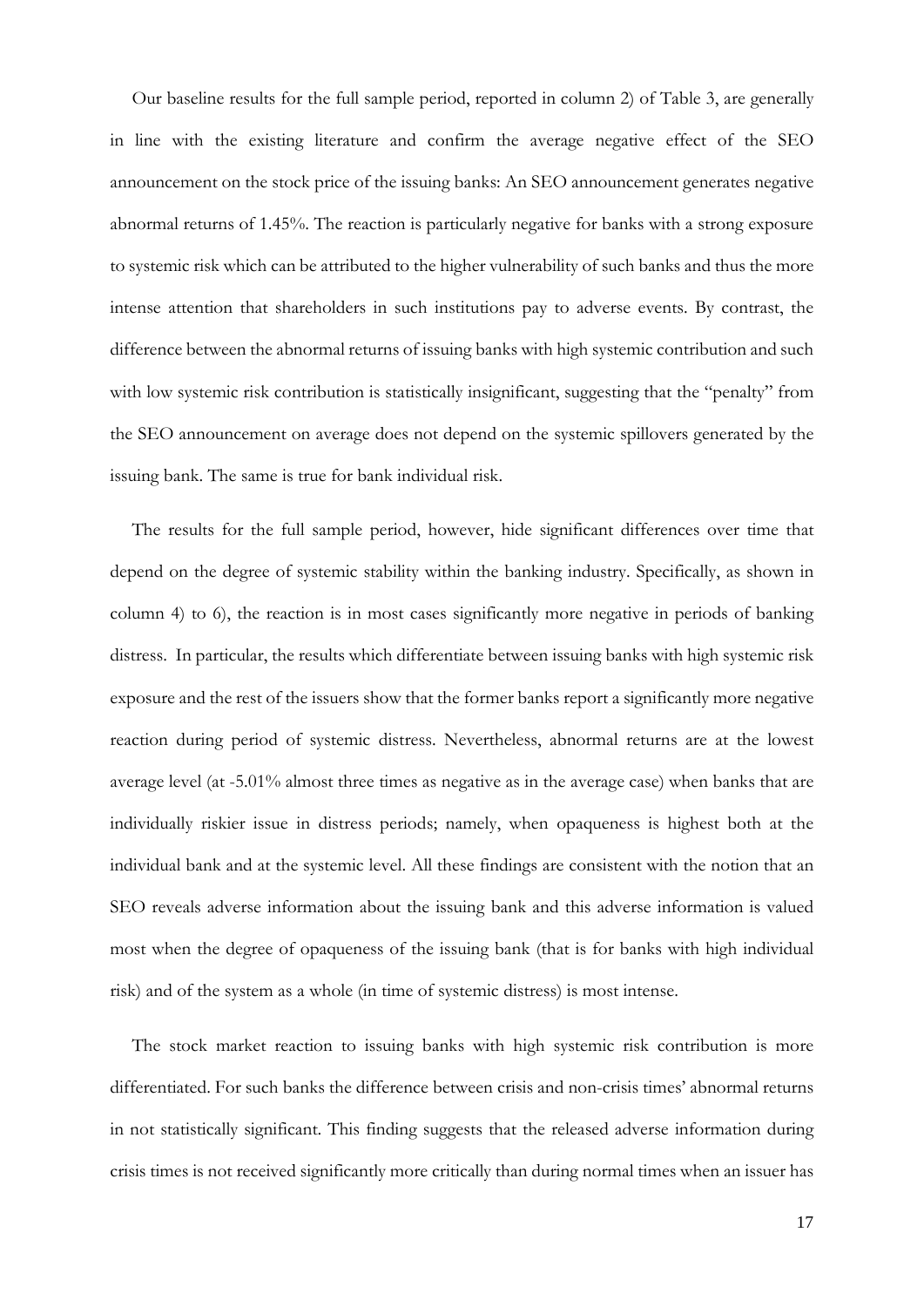Our baseline results for the full sample period, reported in column 2) of Table 3, are generally in line with the existing literature and confirm the average negative effect of the SEO announcement on the stock price of the issuing banks: An SEO announcement generates negative abnormal returns of 1.45%. The reaction is particularly negative for banks with a strong exposure to systemic risk which can be attributed to the higher vulnerability of such banks and thus the more intense attention that shareholders in such institutions pay to adverse events. By contrast, the difference between the abnormal returns of issuing banks with high systemic contribution and such with low systemic risk contribution is statistically insignificant, suggesting that the "penalty" from the SEO announcement on average does not depend on the systemic spillovers generated by the issuing bank. The same is true for bank individual risk.

The results for the full sample period, however, hide significant differences over time that depend on the degree of systemic stability within the banking industry. Specifically, as shown in column 4) to 6), the reaction is in most cases significantly more negative in periods of banking distress. In particular, the results which differentiate between issuing banks with high systemic risk exposure and the rest of the issuers show that the former banks report a significantly more negative reaction during period of systemic distress. Nevertheless, abnormal returns are at the lowest average level (at -5.01% almost three times as negative as in the average case) when banks that are individually riskier issue in distress periods; namely, when opaqueness is highest both at the individual bank and at the systemic level. All these findings are consistent with the notion that an SEO reveals adverse information about the issuing bank and this adverse information is valued most when the degree of opaqueness of the issuing bank (that is for banks with high individual risk) and of the system as a whole (in time of systemic distress) is most intense.

The stock market reaction to issuing banks with high systemic risk contribution is more differentiated. For such banks the difference between crisis and non-crisis times' abnormal returns in not statistically significant. This finding suggests that the released adverse information during crisis times is not received significantly more critically than during normal times when an issuer has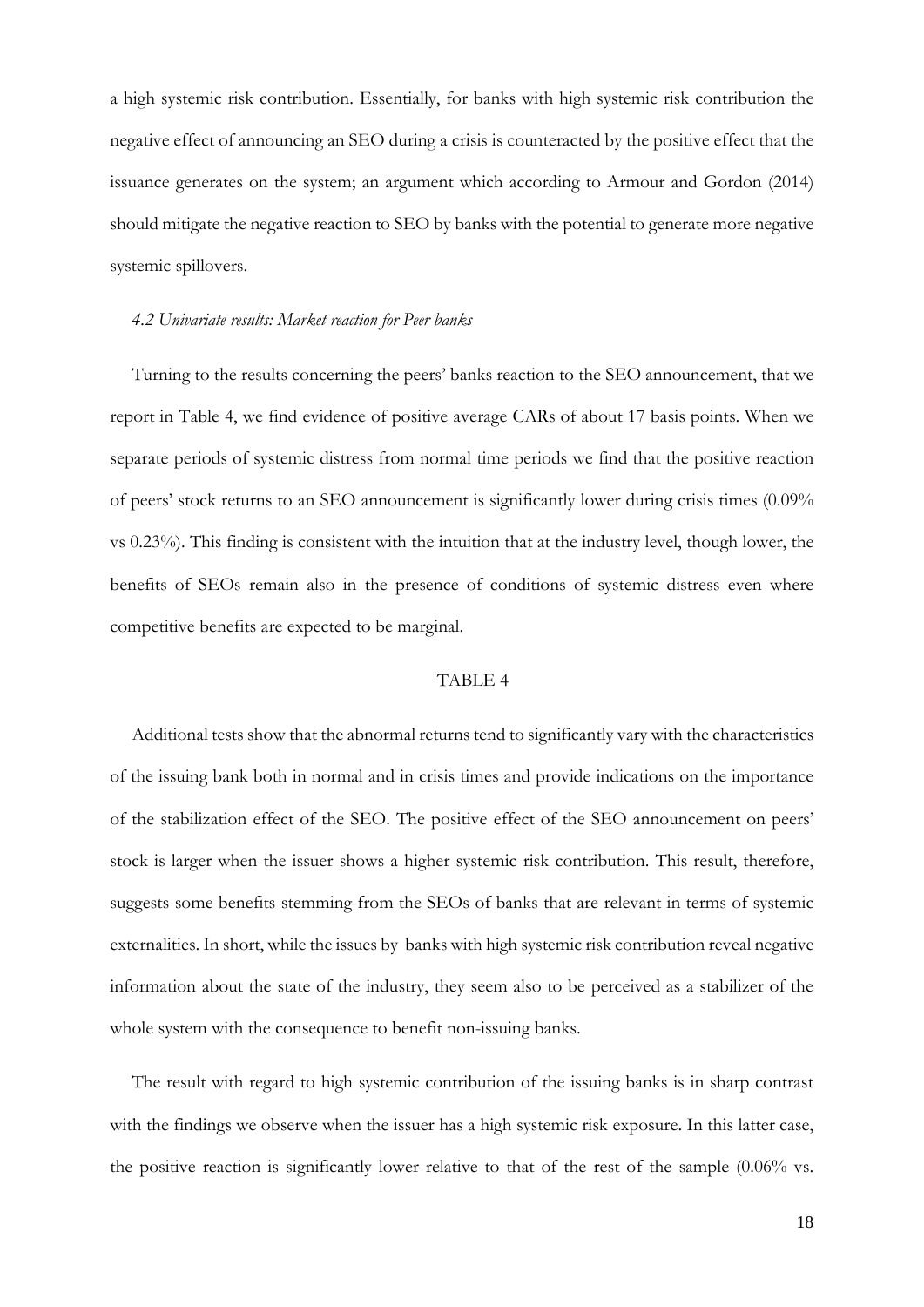a high systemic risk contribution. Essentially, for banks with high systemic risk contribution the negative effect of announcing an SEO during a crisis is counteracted by the positive effect that the issuance generates on the system; an argument which according to Armour and Gordon (2014) should mitigate the negative reaction to SEO by banks with the potential to generate more negative systemic spillovers.

### *4.2 Univariate results: Market reaction for Peer banks*

Turning to the results concerning the peers' banks reaction to the SEO announcement, that we report in Table 4, we find evidence of positive average CARs of about 17 basis points. When we separate periods of systemic distress from normal time periods we find that the positive reaction of peers' stock returns to an SEO announcement is significantly lower during crisis times (0.09% vs 0.23%). This finding is consistent with the intuition that at the industry level, though lower, the benefits of SEOs remain also in the presence of conditions of systemic distress even where competitive benefits are expected to be marginal.

TABLE 4

Additional tests show that the abnormal returns tend to significantly vary with the characteristics of the issuing bank both in normal and in crisis times and provide indications on the importance of the stabilization effect of the SEO. The positive effect of the SEO announcement on peers' stock is larger when the issuer shows a higher systemic risk contribution. This result, therefore, suggests some benefits stemming from the SEOs of banks that are relevant in terms of systemic externalities. In short, while the issues by banks with high systemic risk contribution reveal negative information about the state of the industry, they seem also to be perceived as a stabilizer of the whole system with the consequence to benefit non-issuing banks.

The result with regard to high systemic contribution of the issuing banks is in sharp contrast with the findings we observe when the issuer has a high systemic risk exposure. In this latter case, the positive reaction is significantly lower relative to that of the rest of the sample (0.06% vs.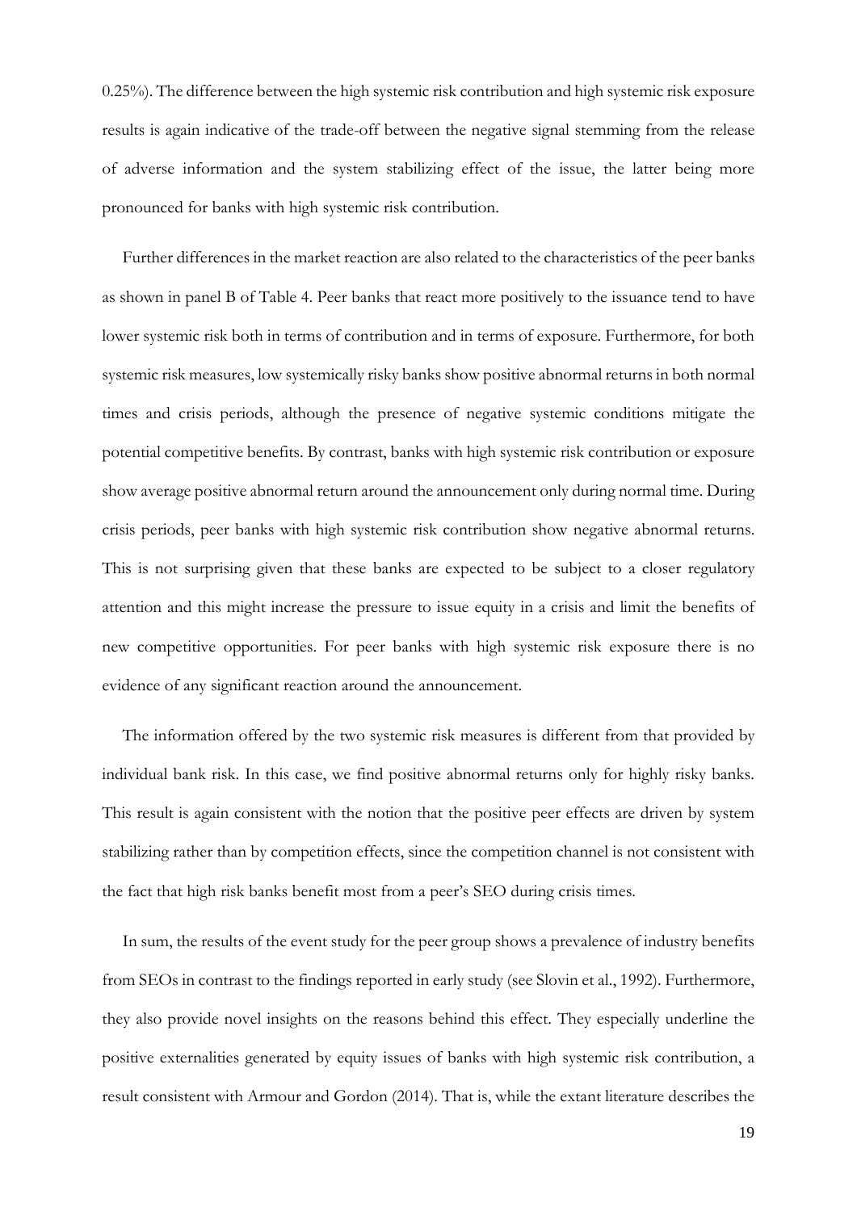0.25%). The difference between the high systemic risk contribution and high systemic risk exposure results is again indicative of the trade-off between the negative signal stemming from the release of adverse information and the system stabilizing effect of the issue, the latter being more pronounced for banks with high systemic risk contribution.

Further differences in the market reaction are also related to the characteristics of the peer banks as shown in panel B of Table 4. Peer banks that react more positively to the issuance tend to have lower systemic risk both in terms of contribution and in terms of exposure. Furthermore, for both systemic risk measures, low systemically risky banks show positive abnormal returns in both normal times and crisis periods, although the presence of negative systemic conditions mitigate the potential competitive benefits. By contrast, banks with high systemic risk contribution or exposure show average positive abnormal return around the announcement only during normal time. During crisis periods, peer banks with high systemic risk contribution show negative abnormal returns. This is not surprising given that these banks are expected to be subject to a closer regulatory attention and this might increase the pressure to issue equity in a crisis and limit the benefits of new competitive opportunities. For peer banks with high systemic risk exposure there is no evidence of any significant reaction around the announcement.

The information offered by the two systemic risk measures is different from that provided by individual bank risk. In this case, we find positive abnormal returns only for highly risky banks. This result is again consistent with the notion that the positive peer effects are driven by system stabilizing rather than by competition effects, since the competition channel is not consistent with the fact that high risk banks benefit most from a peer's SEO during crisis times.

In sum, the results of the event study for the peer group shows a prevalence of industry benefits from SEOs in contrast to the findings reported in early study (see Slovin et al., 1992). Furthermore, they also provide novel insights on the reasons behind this effect. They especially underline the positive externalities generated by equity issues of banks with high systemic risk contribution, a result consistent with Armour and Gordon (2014). That is, while the extant literature describes the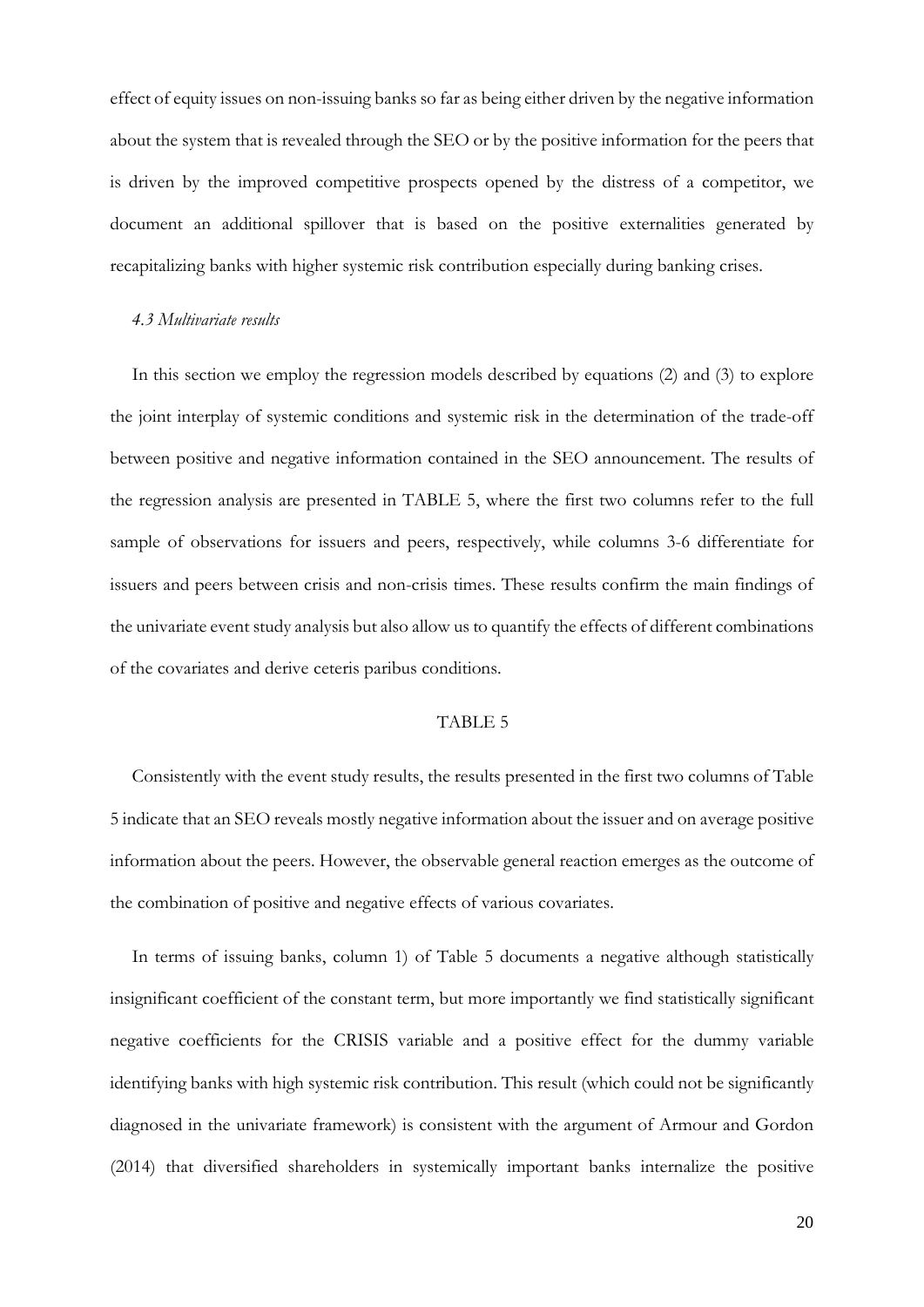effect of equity issues on non-issuing banks so far as being either driven by the negative information about the system that is revealed through the SEO or by the positive information for the peers that is driven by the improved competitive prospects opened by the distress of a competitor, we document an additional spillover that is based on the positive externalities generated by recapitalizing banks with higher systemic risk contribution especially during banking crises.

### *4.3 Multivariate results*

In this section we employ the regression models described by equations (2) and (3) to explore the joint interplay of systemic conditions and systemic risk in the determination of the trade-off between positive and negative information contained in the SEO announcement. The results of the regression analysis are presented in TABLE 5, where the first two columns refer to the full sample of observations for issuers and peers, respectively, while columns 3-6 differentiate for issuers and peers between crisis and non-crisis times. These results confirm the main findings of the univariate event study analysis but also allow us to quantify the effects of different combinations of the covariates and derive ceteris paribus conditions.

TABLE 5

Consistently with the event study results, the results presented in the first two columns of Table 5 indicate that an SEO reveals mostly negative information about the issuer and on average positive information about the peers. However, the observable general reaction emerges as the outcome of the combination of positive and negative effects of various covariates.

In terms of issuing banks, column 1) of Table 5 documents a negative although statistically insignificant coefficient of the constant term, but more importantly we find statistically significant negative coefficients for the CRISIS variable and a positive effect for the dummy variable identifying banks with high systemic risk contribution. This result (which could not be significantly diagnosed in the univariate framework) is consistent with the argument of Armour and Gordon (2014) that diversified shareholders in systemically important banks internalize the positive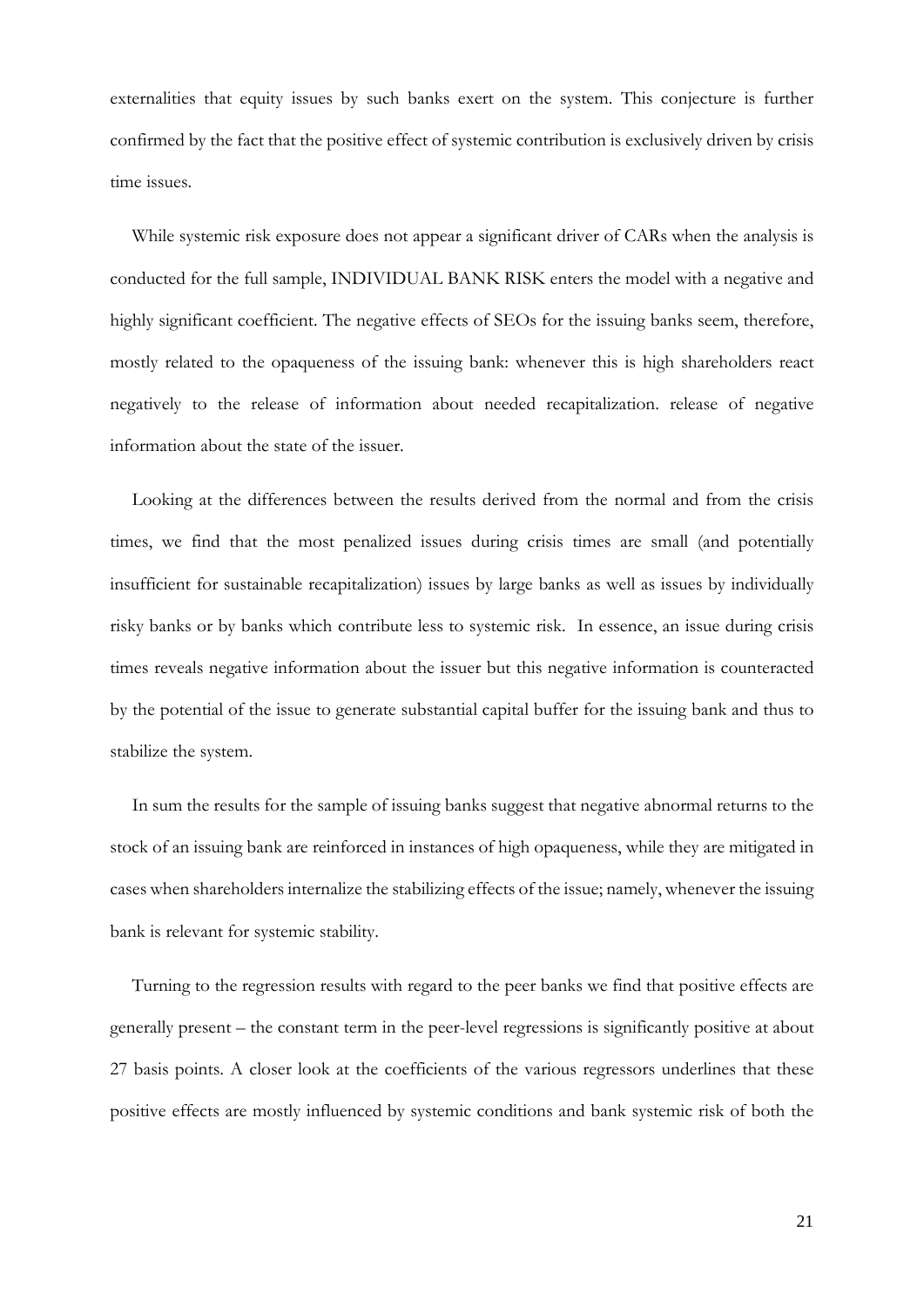externalities that equity issues by such banks exert on the system. This conjecture is further confirmed by the fact that the positive effect of systemic contribution is exclusively driven by crisis time issues.

While systemic risk exposure does not appear a significant driver of CARs when the analysis is conducted for the full sample, INDIVIDUAL BANK RISK enters the model with a negative and highly significant coefficient. The negative effects of SEOs for the issuing banks seem, therefore, mostly related to the opaqueness of the issuing bank: whenever this is high shareholders react negatively to the release of information about needed recapitalization. release of negative information about the state of the issuer.

Looking at the differences between the results derived from the normal and from the crisis times, we find that the most penalized issues during crisis times are small (and potentially insufficient for sustainable recapitalization) issues by large banks as well as issues by individually risky banks or by banks which contribute less to systemic risk. In essence, an issue during crisis times reveals negative information about the issuer but this negative information is counteracted by the potential of the issue to generate substantial capital buffer for the issuing bank and thus to stabilize the system.

In sum the results for the sample of issuing banks suggest that negative abnormal returns to the stock of an issuing bank are reinforced in instances of high opaqueness, while they are mitigated in cases when shareholders internalize the stabilizing effects of the issue; namely, whenever the issuing bank is relevant for systemic stability.

Turning to the regression results with regard to the peer banks we find that positive effects are generally present – the constant term in the peer-level regressions is significantly positive at about 27 basis points. A closer look at the coefficients of the various regressors underlines that these positive effects are mostly influenced by systemic conditions and bank systemic risk of both the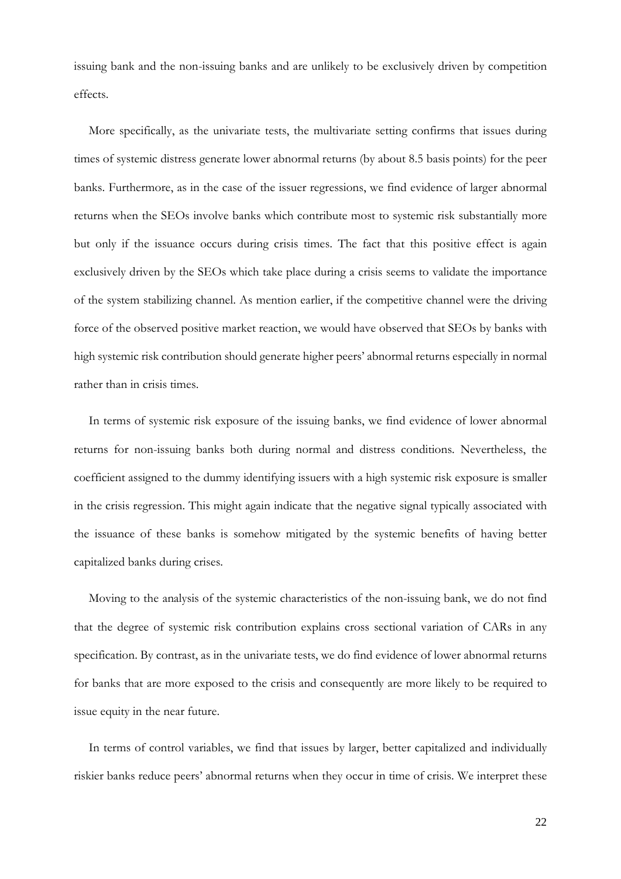issuing bank and the non-issuing banks and are unlikely to be exclusively driven by competition effects.

More specifically, as the univariate tests, the multivariate setting confirms that issues during times of systemic distress generate lower abnormal returns (by about 8.5 basis points) for the peer banks. Furthermore, as in the case of the issuer regressions, we find evidence of larger abnormal returns when the SEOs involve banks which contribute most to systemic risk substantially more but only if the issuance occurs during crisis times. The fact that this positive effect is again exclusively driven by the SEOs which take place during a crisis seems to validate the importance of the system stabilizing channel. As mention earlier, if the competitive channel were the driving force of the observed positive market reaction, we would have observed that SEOs by banks with high systemic risk contribution should generate higher peers' abnormal returns especially in normal rather than in crisis times.

In terms of systemic risk exposure of the issuing banks, we find evidence of lower abnormal returns for non-issuing banks both during normal and distress conditions. Nevertheless, the coefficient assigned to the dummy identifying issuers with a high systemic risk exposure is smaller in the crisis regression. This might again indicate that the negative signal typically associated with the issuance of these banks is somehow mitigated by the systemic benefits of having better capitalized banks during crises.

Moving to the analysis of the systemic characteristics of the non-issuing bank, we do not find that the degree of systemic risk contribution explains cross sectional variation of CARs in any specification. By contrast, as in the univariate tests, we do find evidence of lower abnormal returns for banks that are more exposed to the crisis and consequently are more likely to be required to issue equity in the near future.

In terms of control variables, we find that issues by larger, better capitalized and individually riskier banks reduce peers' abnormal returns when they occur in time of crisis. We interpret these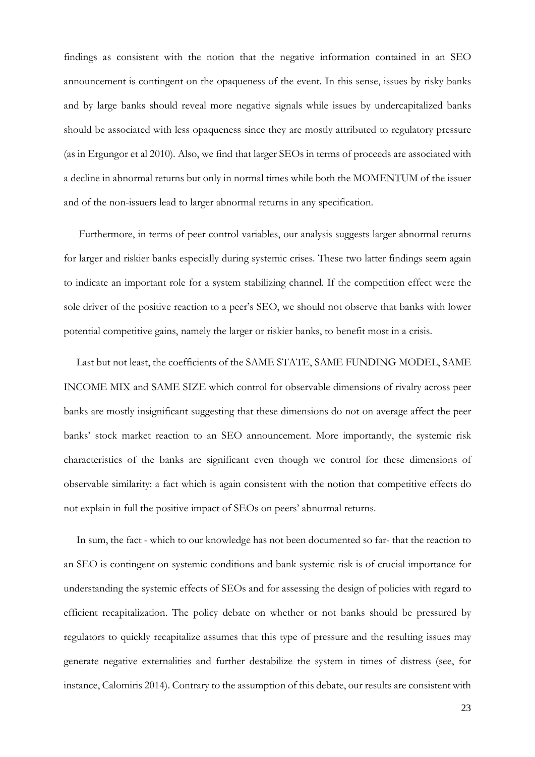findings as consistent with the notion that the negative information contained in an SEO announcement is contingent on the opaqueness of the event. In this sense, issues by risky banks and by large banks should reveal more negative signals while issues by undercapitalized banks should be associated with less opaqueness since they are mostly attributed to regulatory pressure (as in Ergungor et al 2010). Also, we find that larger SEOs in terms of proceeds are associated with a decline in abnormal returns but only in normal times while both the MOMENTUM of the issuer and of the non-issuers lead to larger abnormal returns in any specification.

Furthermore, in terms of peer control variables, our analysis suggests larger abnormal returns for larger and riskier banks especially during systemic crises. These two latter findings seem again to indicate an important role for a system stabilizing channel. If the competition effect were the sole driver of the positive reaction to a peer's SEO, we should not observe that banks with lower potential competitive gains, namely the larger or riskier banks, to benefit most in a crisis.

Last but not least, the coefficients of the SAME STATE, SAME FUNDING MODEL, SAME INCOME MIX and SAME SIZE which control for observable dimensions of rivalry across peer banks are mostly insignificant suggesting that these dimensions do not on average affect the peer banks' stock market reaction to an SEO announcement. More importantly, the systemic risk characteristics of the banks are significant even though we control for these dimensions of observable similarity: a fact which is again consistent with the notion that competitive effects do not explain in full the positive impact of SEOs on peers' abnormal returns.

In sum, the fact - which to our knowledge has not been documented so far- that the reaction to an SEO is contingent on systemic conditions and bank systemic risk is of crucial importance for understanding the systemic effects of SEOs and for assessing the design of policies with regard to efficient recapitalization. The policy debate on whether or not banks should be pressured by regulators to quickly recapitalize assumes that this type of pressure and the resulting issues may generate negative externalities and further destabilize the system in times of distress (see, for instance, Calomiris 2014). Contrary to the assumption of this debate, our results are consistent with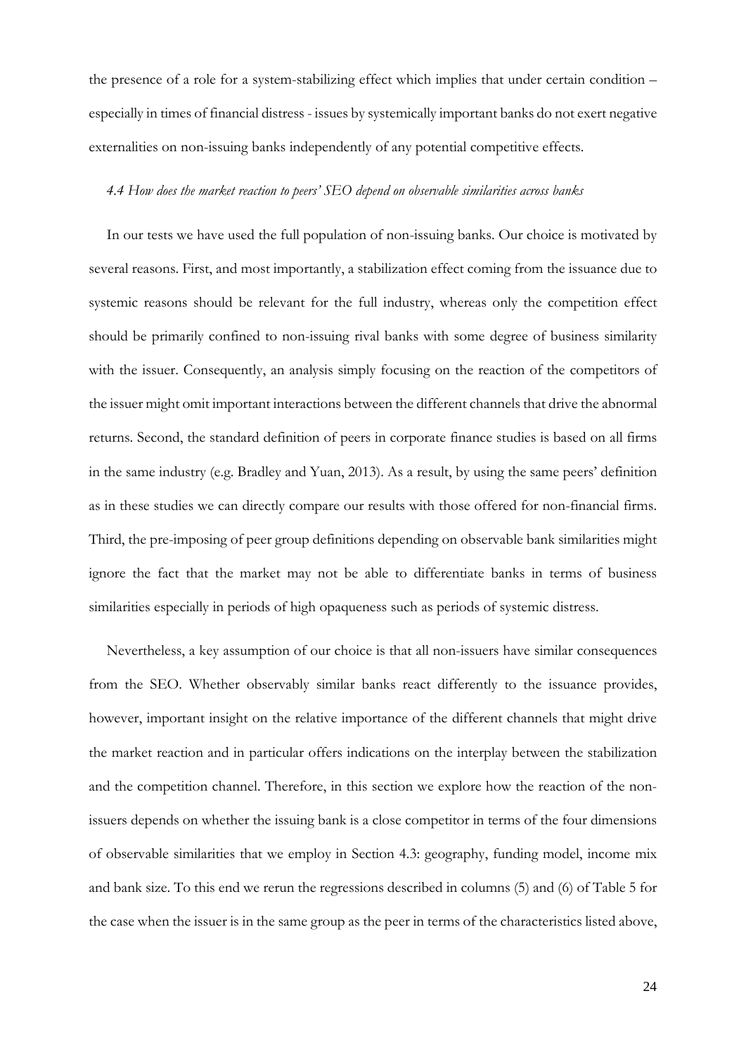the presence of a role for a system-stabilizing effect which implies that under certain condition – especially in times of financial distress - issues by systemically important banks do not exert negative externalities on non-issuing banks independently of any potential competitive effects.

### *4.4 How does the market reaction to peers' SEO depend on observable similarities across banks*

In our tests we have used the full population of non-issuing banks. Our choice is motivated by several reasons. First, and most importantly, a stabilization effect coming from the issuance due to systemic reasons should be relevant for the full industry, whereas only the competition effect should be primarily confined to non-issuing rival banks with some degree of business similarity with the issuer. Consequently, an analysis simply focusing on the reaction of the competitors of the issuer might omit important interactions between the different channels that drive the abnormal returns. Second, the standard definition of peers in corporate finance studies is based on all firms in the same industry (e.g. Bradley and Yuan, 2013). As a result, by using the same peers' definition as in these studies we can directly compare our results with those offered for non-financial firms. Third, the pre-imposing of peer group definitions depending on observable bank similarities might ignore the fact that the market may not be able to differentiate banks in terms of business similarities especially in periods of high opaqueness such as periods of systemic distress.

Nevertheless, a key assumption of our choice is that all non-issuers have similar consequences from the SEO. Whether observably similar banks react differently to the issuance provides, however, important insight on the relative importance of the different channels that might drive the market reaction and in particular offers indications on the interplay between the stabilization and the competition channel. Therefore, in this section we explore how the reaction of the non-issuers depends on whether the issuing bank is a close competitor in terms of the four dimensions of observable similarities that we employ in Section 4.3: geography, funding model, income mix and bank size. To this end we rerun the regressions described in columns (5) and (6) of Table 5 for the case when the issuer is in the same group as the peer in terms of the characteristics listed above,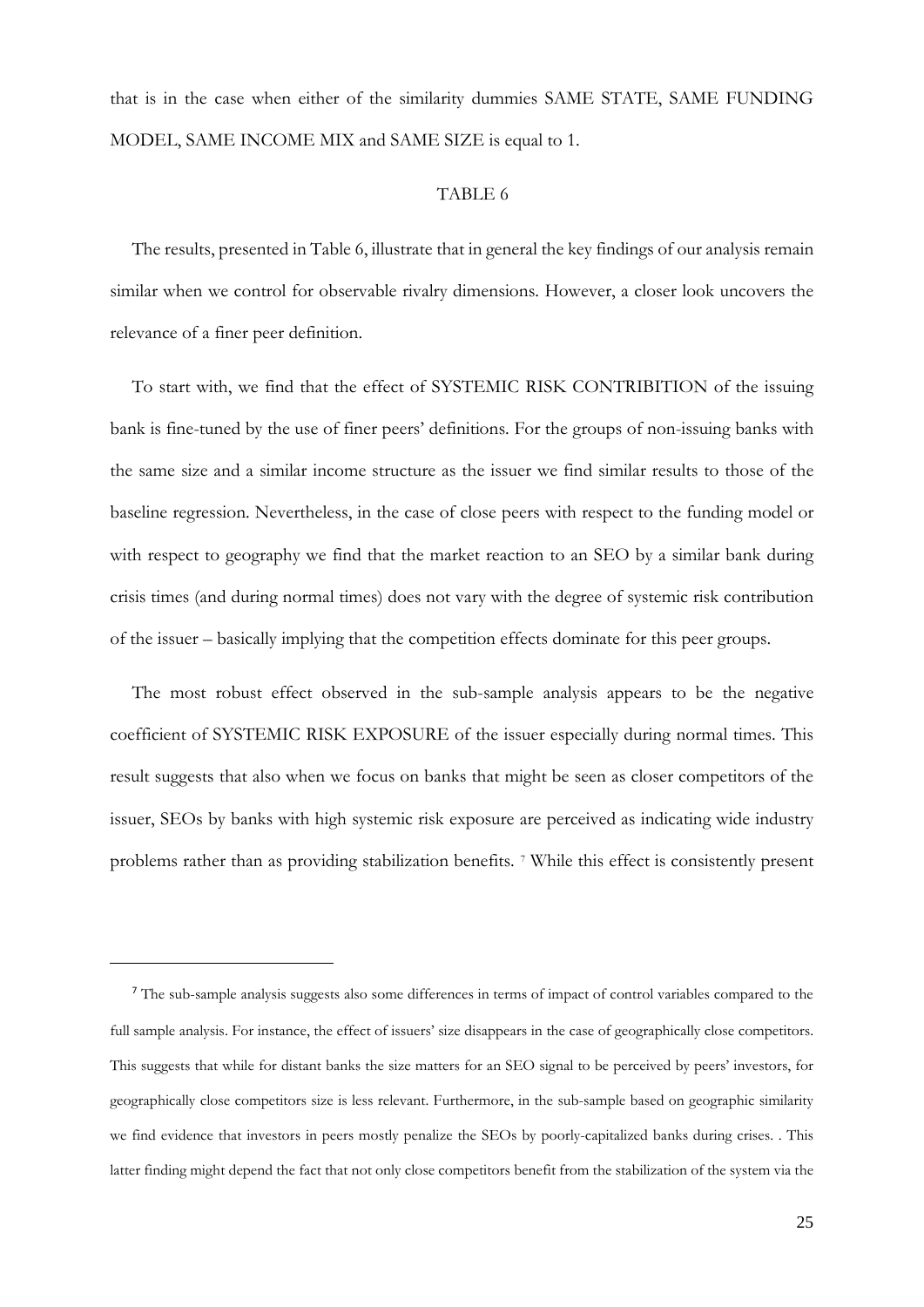that is in the case when either of the similarity dummies SAME STATE, SAME FUNDING MODEL, SAME INCOME MIX and SAME SIZE is equal to 1.

TABLE 6

The results, presented in Table 6, illustrate that in general the key findings of our analysis remain similar when we control for observable rivalry dimensions. However, a closer look uncovers the relevance of a finer peer definition.

To start with, we find that the effect of SYSTEMIC RISK CONTRIBITION of the issuing bank is fine-tuned by the use of finer peers' definitions. For the groups of non-issuing banks with the same size and a similar income structure as the issuer we find similar results to those of the baseline regression. Nevertheless, in the case of close peers with respect to the funding model or with respect to geography we find that the market reaction to an SEO by a similar bank during crisis times (and during normal times) does not vary with the degree of systemic risk contribution of the issuer – basically implying that the competition effects dominate for this peer groups.

The most robust effect observed in the sub-sample analysis appears to be the negative coefficient of SYSTEMIC RISK EXPOSURE of the issuer especially during normal times. This result suggests that also when we focus on banks that might be seen as closer competitors of the issuer, SEOs by banks with high systemic risk exposure are perceived as indicating wide industry problems rather than as providing stabilization benefits. [7] While this effect is consistently present

---

[7] The sub-sample analysis suggests also some differences in terms of impact of control variables compared to the full sample analysis. For instance, the effect of issuers' size disappears in the case of geographically close competitors. This suggests that while for distant banks the size matters for an SEO signal to be perceived by peers' investors, for geographically close competitors size is less relevant. Furthermore, in the sub-sample based on geographic similarity we find evidence that investors in peers mostly penalize the SEOs by poorly-capitalized banks during crises. . This latter finding might depend the fact that not only close competitors benefit from the stabilization of the system via the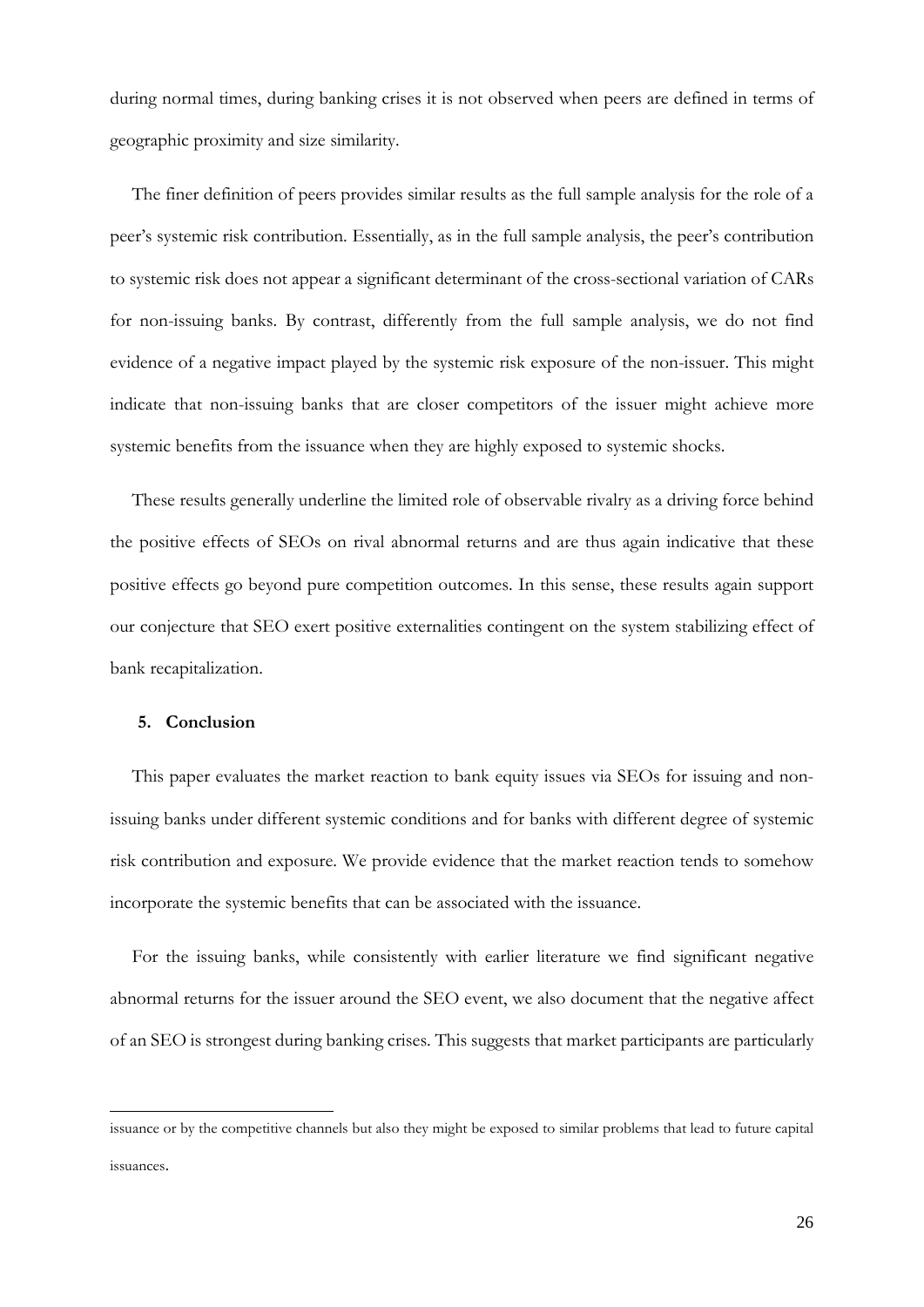during normal times, during banking crises it is not observed when peers are defined in terms of geographic proximity and size similarity.

The finer definition of peers provides similar results as the full sample analysis for the role of a peer's systemic risk contribution. Essentially, as in the full sample analysis, the peer's contribution to systemic risk does not appear a significant determinant of the cross-sectional variation of CARs for non-issuing banks. By contrast, differently from the full sample analysis, we do not find evidence of a negative impact played by the systemic risk exposure of the non-issuer. This might indicate that non-issuing banks that are closer competitors of the issuer might achieve more systemic benefits from the issuance when they are highly exposed to systemic shocks.

These results generally underline the limited role of observable rivalry as a driving force behind the positive effects of SEOs on rival abnormal returns and are thus again indicative that these positive effects go beyond pure competition outcomes. In this sense, these results again support our conjecture that SEO exert positive externalities contingent on the system stabilizing effect of bank recapitalization.

## 5. Conclusion

This paper evaluates the market reaction to bank equity issues via SEOs for issuing and non-issuing banks under different systemic conditions and for banks with different degree of systemic risk contribution and exposure. We provide evidence that the market reaction tends to somehow incorporate the systemic benefits that can be associated with the issuance.

For the issuing banks, while consistently with earlier literature we find significant negative abnormal returns for the issuer around the SEO event, we also document that the negative affect of an SEO is strongest during banking crises. This suggests that market participants are particularly

---

issuance or by the competitive channels but also they might be exposed to similar problems that lead to future capital issuances.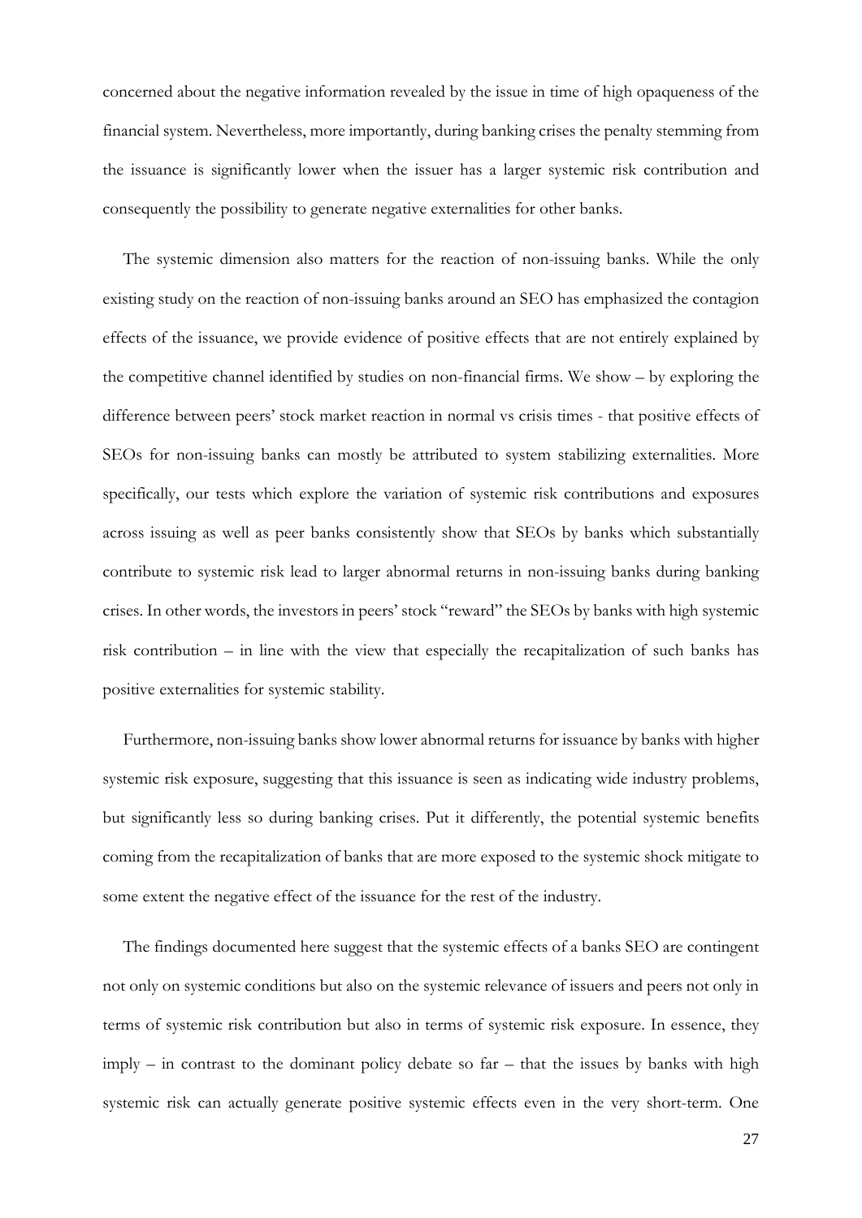concerned about the negative information revealed by the issue in time of high opaqueness of the financial system. Nevertheless, more importantly, during banking crises the penalty stemming from the issuance is significantly lower when the issuer has a larger systemic risk contribution and consequently the possibility to generate negative externalities for other banks.

The systemic dimension also matters for the reaction of non-issuing banks. While the only existing study on the reaction of non-issuing banks around an SEO has emphasized the contagion effects of the issuance, we provide evidence of positive effects that are not entirely explained by the competitive channel identified by studies on non-financial firms. We show – by exploring the difference between peers' stock market reaction in normal vs crisis times - that positive effects of SEOs for non-issuing banks can mostly be attributed to system stabilizing externalities. More specifically, our tests which explore the variation of systemic risk contributions and exposures across issuing as well as peer banks consistently show that SEOs by banks which substantially contribute to systemic risk lead to larger abnormal returns in non-issuing banks during banking crises. In other words, the investors in peers' stock "reward" the SEOs by banks with high systemic risk contribution – in line with the view that especially the recapitalization of such banks has positive externalities for systemic stability.

Furthermore, non-issuing banks show lower abnormal returns for issuance by banks with higher systemic risk exposure, suggesting that this issuance is seen as indicating wide industry problems, but significantly less so during banking crises. Put it differently, the potential systemic benefits coming from the recapitalization of banks that are more exposed to the systemic shock mitigate to some extent the negative effect of the issuance for the rest of the industry.

The findings documented here suggest that the systemic effects of a banks SEO are contingent not only on systemic conditions but also on the systemic relevance of issuers and peers not only in terms of systemic risk contribution but also in terms of systemic risk exposure. In essence, they imply – in contrast to the dominant policy debate so far – that the issues by banks with high systemic risk can actually generate positive systemic effects even in the very short-term. One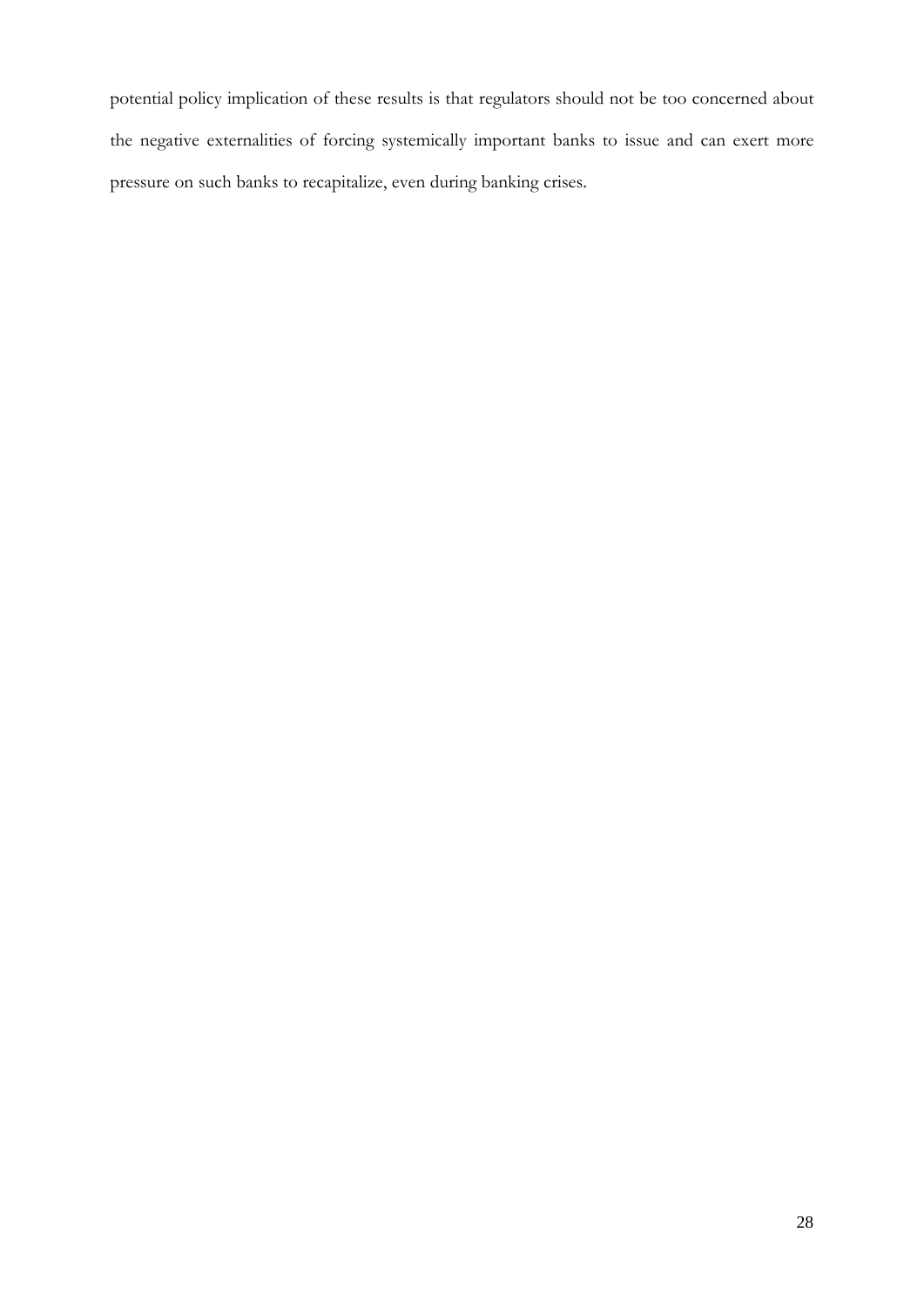potential policy implication of these results is that regulators should not be too concerned about the negative externalities of forcing systemically important banks to issue and can exert more pressure on such banks to recapitalize, even during banking crises.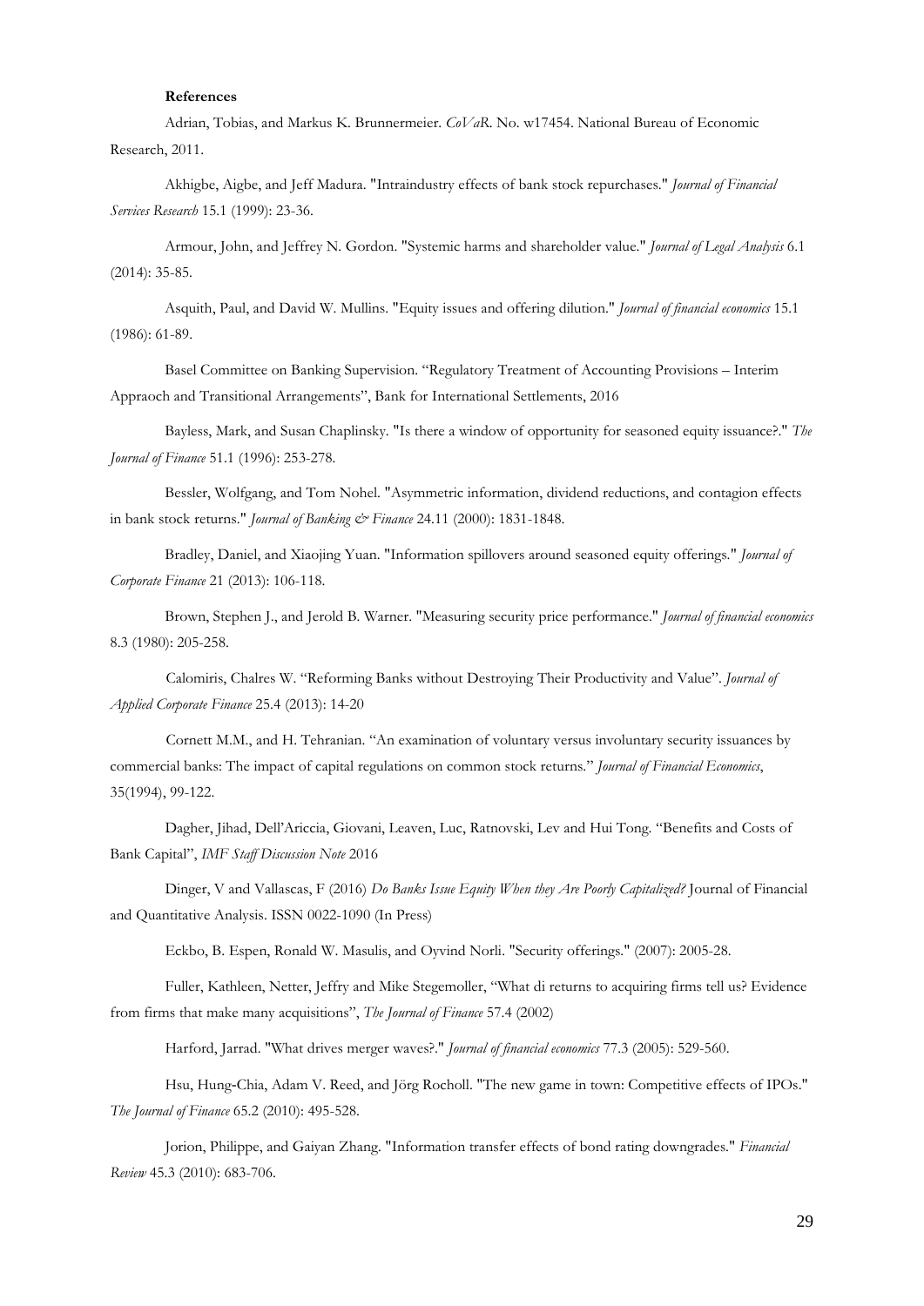**References**

Adrian, Tobias, and Markus K. Brunnermeier. *CoVaR*. No. w17454. National Bureau of Economic Research, 2011.

Akhigbe, Aigbe, and Jeff Madura. "Intraindustry effects of bank stock repurchases." *Journal of Financial Services Research* 15.1 (1999): 23-36.

Armour, John, and Jeffrey N. Gordon. "Systemic harms and shareholder value." *Journal of Legal Analysis* 6.1 (2014): 35-85.

Asquith, Paul, and David W. Mullins. "Equity issues and offering dilution." *Journal of financial economics* 15.1 (1986): 61-89.

Basel Committee on Banking Supervision. "Regulatory Treatment of Accounting Provisions – Interim Appraoch and Transitional Arrangements", Bank for International Settlements, 2016

Bayless, Mark, and Susan Chaplinsky. "Is there a window of opportunity for seasoned equity issuance?." *The Journal of Finance* 51.1 (1996): 253-278.

Bessler, Wolfgang, and Tom Nohel. "Asymmetric information, dividend reductions, and contagion effects in bank stock returns." *Journal of Banking & Finance* 24.11 (2000): 1831-1848.

Bradley, Daniel, and Xiaojing Yuan. "Information spillovers around seasoned equity offerings." *Journal of Corporate Finance* 21 (2013): 106-118.

Brown, Stephen J., and Jerold B. Warner. "Measuring security price performance." *Journal of financial economics* 8.3 (1980): 205-258.

Calomiris, Chalres W. "Reforming Banks without Destroying Their Productivity and Value". *Journal of Applied Corporate Finance* 25.4 (2013): 14-20

Cornett M.M., and H. Tehranian. "An examination of voluntary versus involuntary security issuances by commercial banks: The impact of capital regulations on common stock returns." *Journal of Financial Economics*, 35(1994), 99-122.

Dagher, Jihad, Dell'Ariccia, Giovani, Leaven, Luc, Ratnovski, Lev and Hui Tong. "Benefits and Costs of Bank Capital", *IMF Staff Discussion Note* 2016

Dinger, V and Vallascas, F (2016) *Do Banks Issue Equity When they Are Poorly Capitalized?* Journal of Financial and Quantitative Analysis. ISSN 0022-1090 (In Press)

Eckbo, B. Espen, Ronald W. Masulis, and Oyvind Norli. "Security offerings." (2007): 2005-28.

Fuller, Kathleen, Netter, Jeffry and Mike Stegemoller, "What di returns to acquiring firms tell us? Evidence from firms that make many acquisitions", *The Journal of Finance* 57.4 (2002)

Harford, Jarrad. "What drives merger waves?." *Journal of financial economics* 77.3 (2005): 529-560.

Hsu, Hung-Chia, Adam V. Reed, and Jörg Rocholl. "The new game in town: Competitive effects of IPOs." *The Journal of Finance* 65.2 (2010): 495-528.

Jorion, Philippe, and Gaiyan Zhang. "Information transfer effects of bond rating downgrades." *Financial Review* 45.3 (2010): 683-706.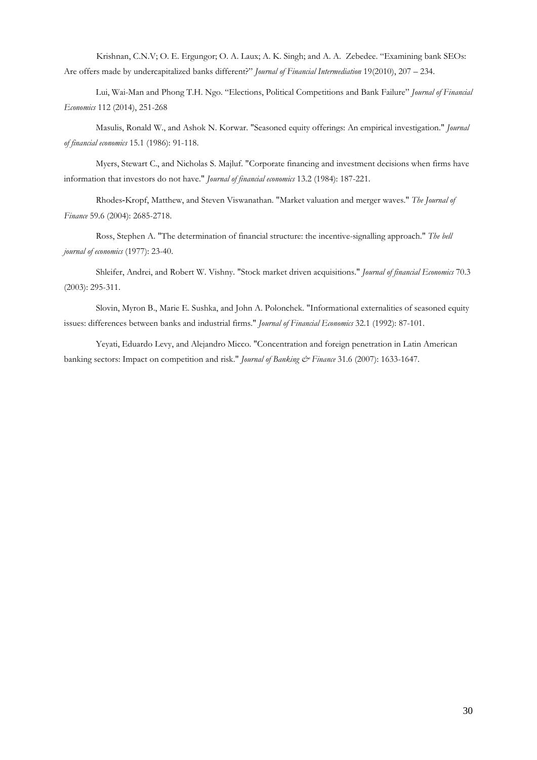Krishnan, C.N.V; O. E. Ergungor; O. A. Laux; A. K. Singh; and A. A. Zebedee. "Examining bank SEOs: Are offers made by undercapitalized banks different?" *Journal of Financial Intermediation* 19(2010), 207 – 234.

Lui, Wai-Man and Phong T.H. Ngo. "Elections, Political Competitions and Bank Failure" *Journal of Financial Economics* 112 (2014), 251-268

Masulis, Ronald W., and Ashok N. Korwar. "Seasoned equity offerings: An empirical investigation." *Journal of financial economics* 15.1 (1986): 91-118.

Myers, Stewart C., and Nicholas S. Majluf. "Corporate financing and investment decisions when firms have information that investors do not have." *Journal of financial economics* 13.2 (1984): 187-221.

Rhodes‐Kropf, Matthew, and Steven Viswanathan. "Market valuation and merger waves." *The Journal of Finance* 59.6 (2004): 2685-2718.

Ross, Stephen A. "The determination of financial structure: the incentive-signalling approach." *The bell journal of economics* (1977): 23-40.

Shleifer, Andrei, and Robert W. Vishny. "Stock market driven acquisitions." *Journal of financial Economics* 70.3 (2003): 295-311.

Slovin, Myron B., Marie E. Sushka, and John A. Polonchek. "Informational externalities of seasoned equity issues: differences between banks and industrial firms." *Journal of Financial Economics* 32.1 (1992): 87-101.

Yeyati, Eduardo Levy, and Alejandro Micco. "Concentration and foreign penetration in Latin American banking sectors: Impact on competition and risk." *Journal of Banking & Finance* 31.6 (2007): 1633-1647.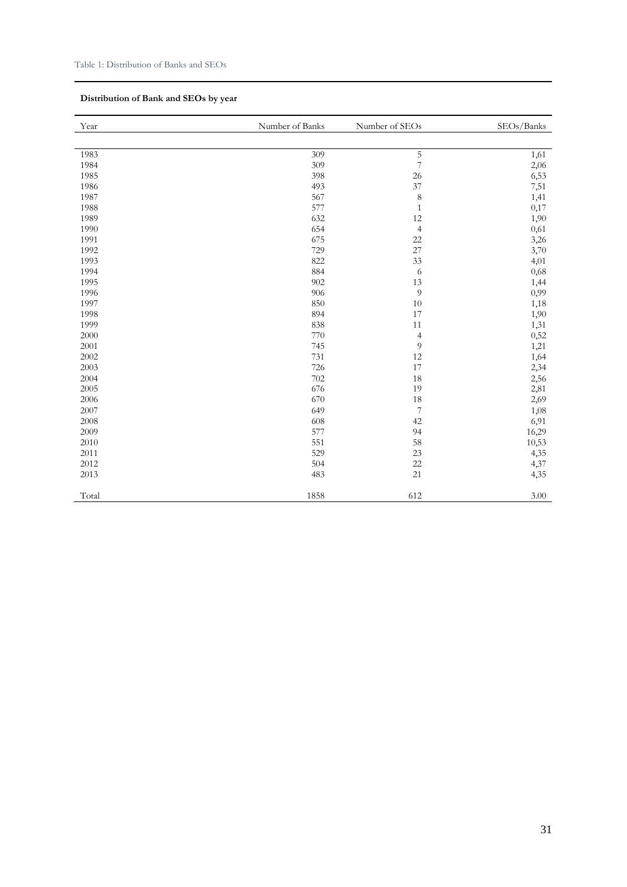Table 1: Distribution of Banks and SEOs

**Distribution of Bank and SEOs by year**

| Year | Number of Banks | Number of SEOs | SEOs/Banks |
|---|---|---|---|
| 1983 | 309 | 5 | 1,61 |
| 1984 | 309 | 7 | 2,06 |
| 1985 | 398 | 26 | 6,53 |
| 1986 | 493 | 37 | 7,51 |
| 1987 | 567 | 8 | 1,41 |
| 1988 | 577 | 1 | 0,17 |
| 1989 | 632 | 12 | 1,90 |
| 1990 | 654 | 4 | 0,61 |
| 1991 | 675 | 22 | 3,26 |
| 1992 | 729 | 27 | 3,70 |
| 1993 | 822 | 33 | 4,01 |
| 1994 | 884 | 6 | 0,68 |
| 1995 | 902 | 13 | 1,44 |
| 1996 | 906 | 9 | 0,99 |
| 1997 | 850 | 10 | 1,18 |
| 1998 | 894 | 17 | 1,90 |
| 1999 | 838 | 11 | 1,31 |
| 2000 | 770 | 4 | 0,52 |
| 2001 | 745 | 9 | 1,21 |
| 2002 | 731 | 12 | 1,64 |
| 2003 | 726 | 17 | 2,34 |
| 2004 | 702 | 18 | 2,56 |
| 2005 | 676 | 19 | 2,81 |
| 2006 | 670 | 18 | 2,69 |
| 2007 | 649 | 7 | 1,08 |
| 2008 | 608 | 42 | 6,91 |
| 2009 | 577 | 94 | 16,29 |
| 2010 | 551 | 58 | 10,53 |
| 2011 | 529 | 23 | 4,35 |
| 2012 | 504 | 22 | 4,37 |
| 2013 | 483 | 21 | 4,35 |
| Total | 1858 | 612 | 3.00 |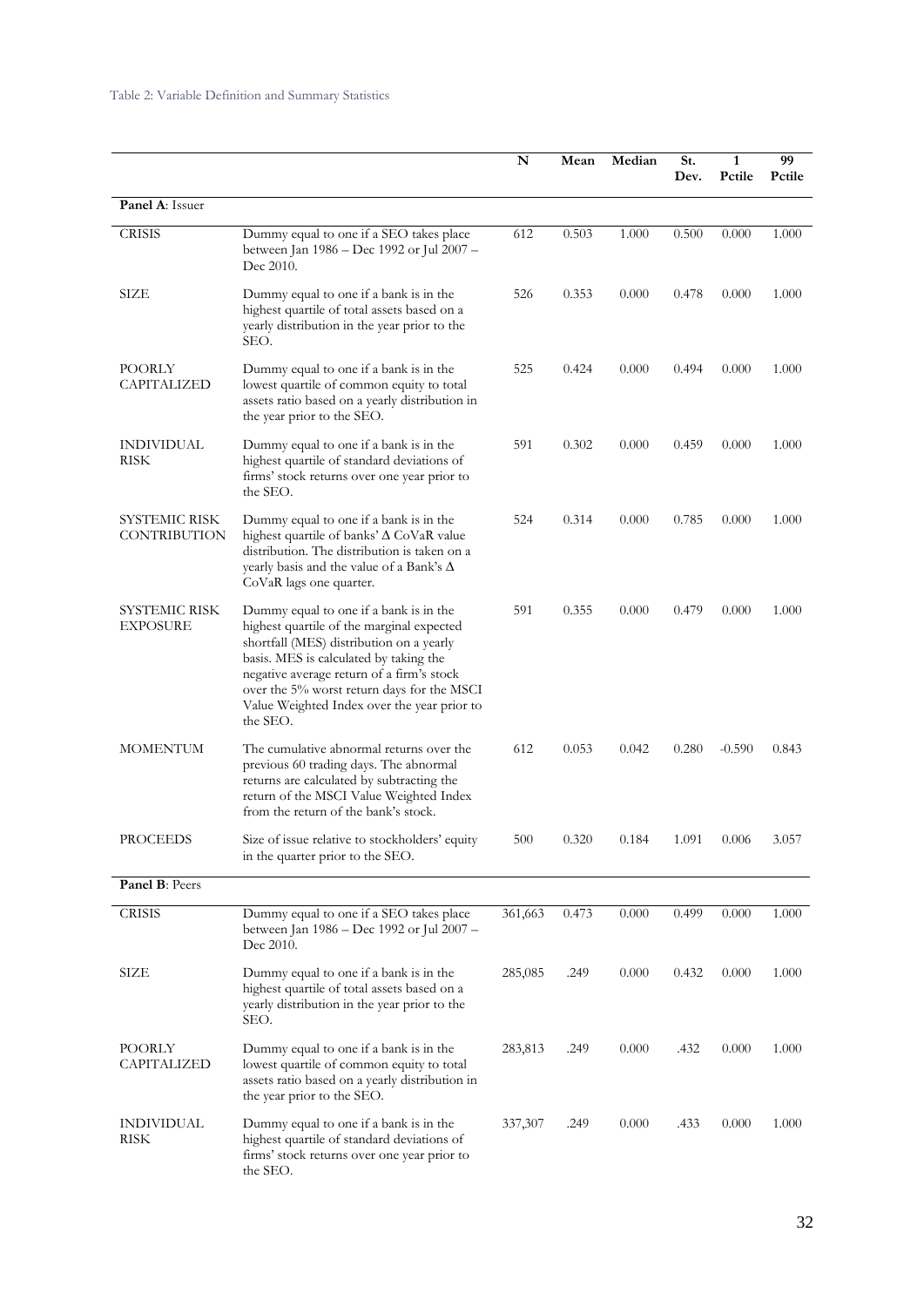Table 2: Variable Definition and Summary Statistics

| | | N | Mean | Median | St. Dev. | 1 Pctile | 99 Pctile |
|---|---|---|---|---|---|---|---|
| **Panel A**: Issuer | | | | | | | |
| CRISIS | Dummy equal to one if a SEO takes place between Jan 1986 – Dec 1992 or Jul 2007 – Dec 2010. | 612 | 0.503 | 1.000 | 0.500 | 0.000 | 1.000 |
| SIZE | Dummy equal to one if a bank is in the highest quartile of total assets based on a yearly distribution in the year prior to the SEO. | 526 | 0.353 | 0.000 | 0.478 | 0.000 | 1.000 |
| POORLY CAPITALIZED | Dummy equal to one if a bank is in the lowest quartile of common equity to total assets ratio based on a yearly distribution in the year prior to the SEO. | 525 | 0.424 | 0.000 | 0.494 | 0.000 | 1.000 |
| INDIVIDUAL RISK | Dummy equal to one if a bank is in the highest quartile of standard deviations of firms' stock returns over one year prior to the SEO. | 591 | 0.302 | 0.000 | 0.459 | 0.000 | 1.000 |
| SYSTEMIC RISK CONTRIBUTION | Dummy equal to one if a bank is in the highest quartile of banks' Δ CoVaR value distribution. The distribution is taken on a yearly basis and the value of a Bank's Δ CoVaR lags one quarter. | 524 | 0.314 | 0.000 | 0.785 | 0.000 | 1.000 |
| SYSTEMIC RISK EXPOSURE | Dummy equal to one if a bank is in the highest quartile of the marginal expected shortfall (MES) distribution on a yearly basis. MES is calculated by taking the negative average return of a firm's stock over the 5% worst return days for the MSCI Value Weighted Index over the year prior to the SEO. | 591 | 0.355 | 0.000 | 0.479 | 0.000 | 1.000 |
| MOMENTUM | The cumulative abnormal returns over the previous 60 trading days. The abnormal returns are calculated by subtracting the return of the MSCI Value Weighted Index from the return of the bank's stock. | 612 | 0.053 | 0.042 | 0.280 | -0.590 | 0.843 |
| PROCEEDS | Size of issue relative to stockholders' equity in the quarter prior to the SEO. | 500 | 0.320 | 0.184 | 1.091 | 0.006 | 3.057 |
| **Panel B**: Peers | | | | | | | |
| CRISIS | Dummy equal to one if a SEO takes place between Jan 1986 – Dec 1992 or Jul 2007 – Dec 2010. | 361,663 | 0.473 | 0.000 | 0.499 | 0.000 | 1.000 |
| SIZE | Dummy equal to one if a bank is in the highest quartile of total assets based on a yearly distribution in the year prior to the SEO. | 285,085 | .249 | 0.000 | 0.432 | 0.000 | 1.000 |
| POORLY CAPITALIZED | Dummy equal to one if a bank is in the lowest quartile of common equity to total assets ratio based on a yearly distribution in the year prior to the SEO. | 283,813 | .249 | 0.000 | .432 | 0.000 | 1.000 |
| INDIVIDUAL RISK | Dummy equal to one if a bank is in the highest quartile of standard deviations of firms' stock returns over one year prior to the SEO. | 337,307 | .249 | 0.000 | .433 | 0.000 | 1.000 |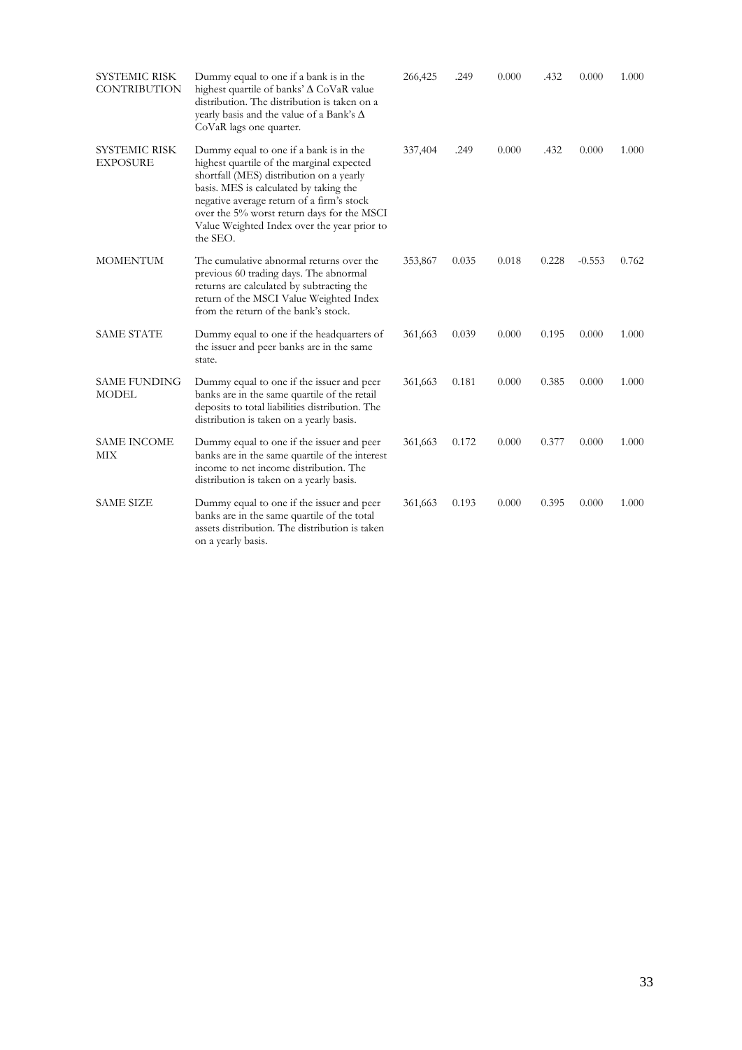| | | | | | | | |
|---|---|---|---|---|---|---|---|
| SYSTEMIC RISK CONTRIBUTION | Dummy equal to one if a bank is in the highest quartile of banks' Δ CoVaR value distribution. The distribution is taken on a yearly basis and the value of a Bank's Δ CoVaR lags one quarter. | 266,425 | .249 | 0.000 | .432 | 0.000 | 1.000 |
| SYSTEMIC RISK EXPOSURE | Dummy equal to one if a bank is in the highest quartile of the marginal expected shortfall (MES) distribution on a yearly basis. MES is calculated by taking the negative average return of a firm's stock over the 5% worst return days for the MSCI Value Weighted Index over the year prior to the SEO. | 337,404 | .249 | 0.000 | .432 | 0.000 | 1.000 |
| MOMENTUM | The cumulative abnormal returns over the previous 60 trading days. The abnormal returns are calculated by subtracting the return of the MSCI Value Weighted Index from the return of the bank's stock. | 353,867 | 0.035 | 0.018 | 0.228 | -0.553 | 0.762 |
| SAME STATE | Dummy equal to one if the headquarters of the issuer and peer banks are in the same state. | 361,663 | 0.039 | 0.000 | 0.195 | 0.000 | 1.000 |
| SAME FUNDING MODEL | Dummy equal to one if the issuer and peer banks are in the same quartile of the retail deposits to total liabilities distribution. The distribution is taken on a yearly basis. | 361,663 | 0.181 | 0.000 | 0.385 | 0.000 | 1.000 |
| SAME INCOME MIX | Dummy equal to one if the issuer and peer banks are in the same quartile of the interest income to net income distribution. The distribution is taken on a yearly basis. | 361,663 | 0.172 | 0.000 | 0.377 | 0.000 | 1.000 |
| SAME SIZE | Dummy equal to one if the issuer and peer banks are in the same quartile of the total assets distribution. The distribution is taken on a yearly basis. | 361,663 | 0.193 | 0.000 | 0.395 | 0.000 | 1.000 |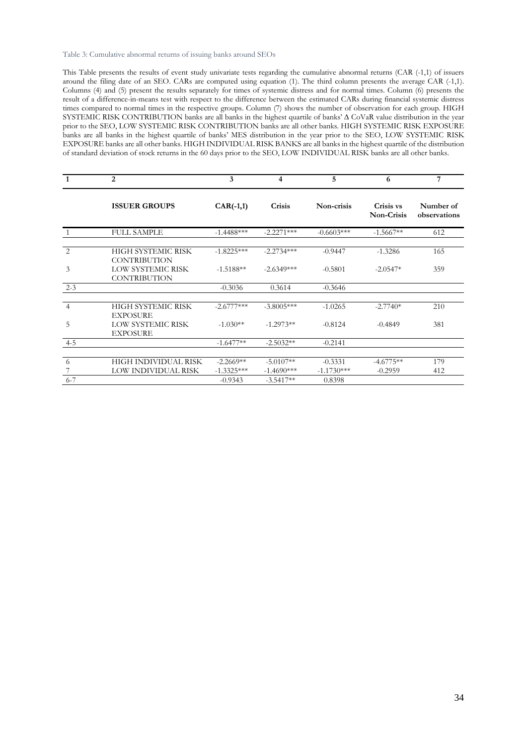Table 3: Cumulative abnormal returns of issuing banks around SEOs

This Table presents the results of event study univariate tests regarding the cumulative abnormal returns (CAR (-1,1) of issuers around the filing date of an SEO. CARs are computed using equation (1). The third column presents the average CAR (-1,1). Columns (4) and (5) present the results separately for times of systemic distress and for normal times. Column (6) presents the result of a difference-in-means test with respect to the difference between the estimated CARs during financial systemic distress times compared to normal times in the respective groups. Column (7) shows the number of observation for each group. HIGH SYSTEMIC RISK CONTRIBUTION banks are all banks in the highest quartile of banks' Δ CoVaR value distribution in the year prior to the SEO, LOW SYSTEMIC RISK CONTRIBUTION banks are all other banks. HIGH SYSTEMIC RISK EXPOSURE banks are all banks in the highest quartile of banks' MES distribution in the year prior to the SEO, LOW SYSTEMIC RISK EXPOSURE banks are all other banks. HIGH INDIVIDUAL RISK BANKS are all banks in the highest quartile of the distribution of standard deviation of stock returns in the 60 days prior to the SEO, LOW INDIVIDUAL RISK banks are all other banks.

| 1 | 2 | 3 | 4 | 5 | 6 | 7 |
|---|---|---|---|---|---|---|
| | **ISSUER GROUPS** | **CAR(-1,1)** | **Crisis** | **Non-crisis** | **Crisis vs Non-Crisis** | **Number of observations** |
| 1 | FULL SAMPLE | -1.4488*** | -2.2271*** | -0.6603*** | -1.5667** | 612 |
| 2 | HIGH SYSTEMIC RISK CONTRIBUTION | -1.8225*** | -2.2734*** | -0.9447 | -1.3286 | 165 |
| 3 | LOW SYSTEMIC RISK CONTRIBUTION | -1.5188** | -2.6349*** | -0.5801 | -2.0547* | 359 |
| 2-3 | | -0.3036 | 0.3614 | -0.3646 | | |
| 4 | HIGH SYSTEMIC RISK EXPOSURE | -2.6777*** | -3.8005*** | -1.0265 | -2.7740* | 210 |
| 5 | LOW SYSTEMIC RISK EXPOSURE | -1.030** | -1.2973** | -0.8124 | -0.4849 | 381 |
| 4-5 | | -1.6477** | -2.5032** | -0.2141 | | |
| 6 | HIGH INDIVIDUAL RISK | -2.2669** | -5.0107** | -0.3331 | -4.6775** | 179 |
| 7 | LOW INDIVIDUAL RISK | -1.3325*** | -1.4690*** | -1.1730*** | -0.2959 | 412 |
| 6-7 | | -0.9343 | -3.5417** | 0.8398 | | |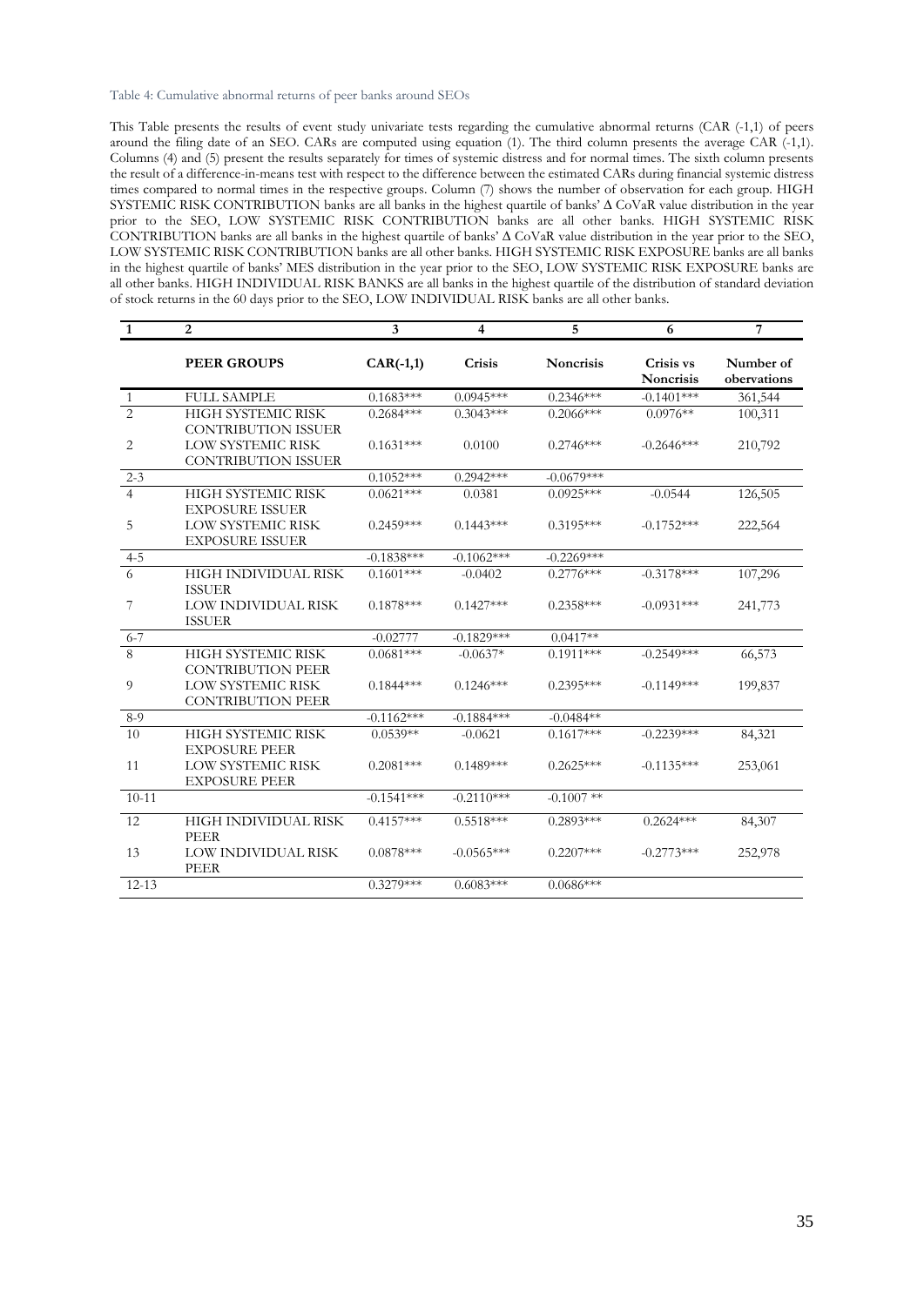Table 4: Cumulative abnormal returns of peer banks around SEOs

This Table presents the results of event study univariate tests regarding the cumulative abnormal returns (CAR (-1,1) of peers around the filing date of an SEO. CARs are computed using equation (1). The third column presents the average CAR (-1,1). Columns (4) and (5) present the results separately for times of systemic distress and for normal times. The sixth column presents the result of a difference-in-means test with respect to the difference between the estimated CARs during financial systemic distress times compared to normal times in the respective groups. Column (7) shows the number of observation for each group. HIGH SYSTEMIC RISK CONTRIBUTION banks are all banks in the highest quartile of banks' Δ CoVaR value distribution in the year prior to the SEO, LOW SYSTEMIC RISK CONTRIBUTION banks are all other banks. HIGH SYSTEMIC RISK CONTRIBUTION banks are all banks in the highest quartile of banks' Δ CoVaR value distribution in the year prior to the SEO, LOW SYSTEMIC RISK CONTRIBUTION banks are all other banks. HIGH SYSTEMIC RISK EXPOSURE banks are all banks in the highest quartile of banks' MES distribution in the year prior to the SEO, LOW SYSTEMIC RISK EXPOSURE banks are all other banks. HIGH INDIVIDUAL RISK BANKS are all banks in the highest quartile of the distribution of standard deviation of stock returns in the 60 days prior to the SEO, LOW INDIVIDUAL RISK banks are all other banks.

| 1 | 2 | 3 | 4 | 5 | 6 | 7 |
|---|---|---|---|---|---|---|
| | **PEER GROUPS** | **CAR(-1,1)** | **Crisis** | **Noncrisis** | **Crisis vs Noncrisis** | **Number of obervations** |
| 1 | FULL SAMPLE | 0.1683*** | 0.0945*** | 0.2346*** | -0.1401*** | 361,544 |
| 2 | HIGH SYSTEMIC RISK CONTRIBUTION ISSUER | 0.2684*** | 0.3043*** | 0.2066*** | 0.0976** | 100,311 |
| 2 | LOW SYSTEMIC RISK CONTRIBUTION ISSUER | 0.1631*** | 0.0100 | 0.2746*** | -0.2646*** | 210,792 |
| 2-3 | | 0.1052*** | 0.2942*** | -0.0679*** | | |
| 4 | HIGH SYSTEMIC RISK EXPOSURE ISSUER | 0.0621*** | 0.0381 | 0.0925*** | -0.0544 | 126,505 |
| 5 | LOW SYSTEMIC RISK EXPOSURE ISSUER | 0.2459*** | 0.1443*** | 0.3195*** | -0.1752*** | 222,564 |
| 4-5 | | -0.1838*** | -0.1062*** | -0.2269*** | | |
| 6 | HIGH INDIVIDUAL RISK ISSUER | 0.1601*** | -0.0402 | 0.2776*** | -0.3178*** | 107,296 |
| 7 | LOW INDIVIDUAL RISK ISSUER | 0.1878*** | 0.1427*** | 0.2358*** | -0.0931*** | 241,773 |
| 6-7 | | -0.02777 | -0.1829*** | 0.0417** | | |
| 8 | HIGH SYSTEMIC RISK CONTRIBUTION PEER | 0.0681*** | -0.0637* | 0.1911*** | -0.2549*** | 66,573 |
| 9 | LOW SYSTEMIC RISK CONTRIBUTION PEER | 0.1844*** | 0.1246*** | 0.2395*** | -0.1149*** | 199,837 |
| 8-9 | | -0.1162*** | -0.1884*** | -0.0484** | | |
| 10 | HIGH SYSTEMIC RISK EXPOSURE PEER | 0.0539** | -0.0621 | 0.1617*** | -0.2239*** | 84,321 |
| 11 | LOW SYSTEMIC RISK EXPOSURE PEER | 0.2081*** | 0.1489*** | 0.2625*** | -0.1135*** | 253,061 |
| 10-11 | | -0.1541*** | -0.2110*** | -0.1007 ** | | |
| 12 | HIGH INDIVIDUAL RISK PEER | 0.4157*** | 0.5518*** | 0.2893*** | 0.2624*** | 84,307 |
| 13 | LOW INDIVIDUAL RISK PEER | 0.0878*** | -0.0565*** | 0.2207*** | -0.2773*** | 252,978 |
| 12-13 | | 0.3279*** | 0.6083*** | 0.0686*** | | |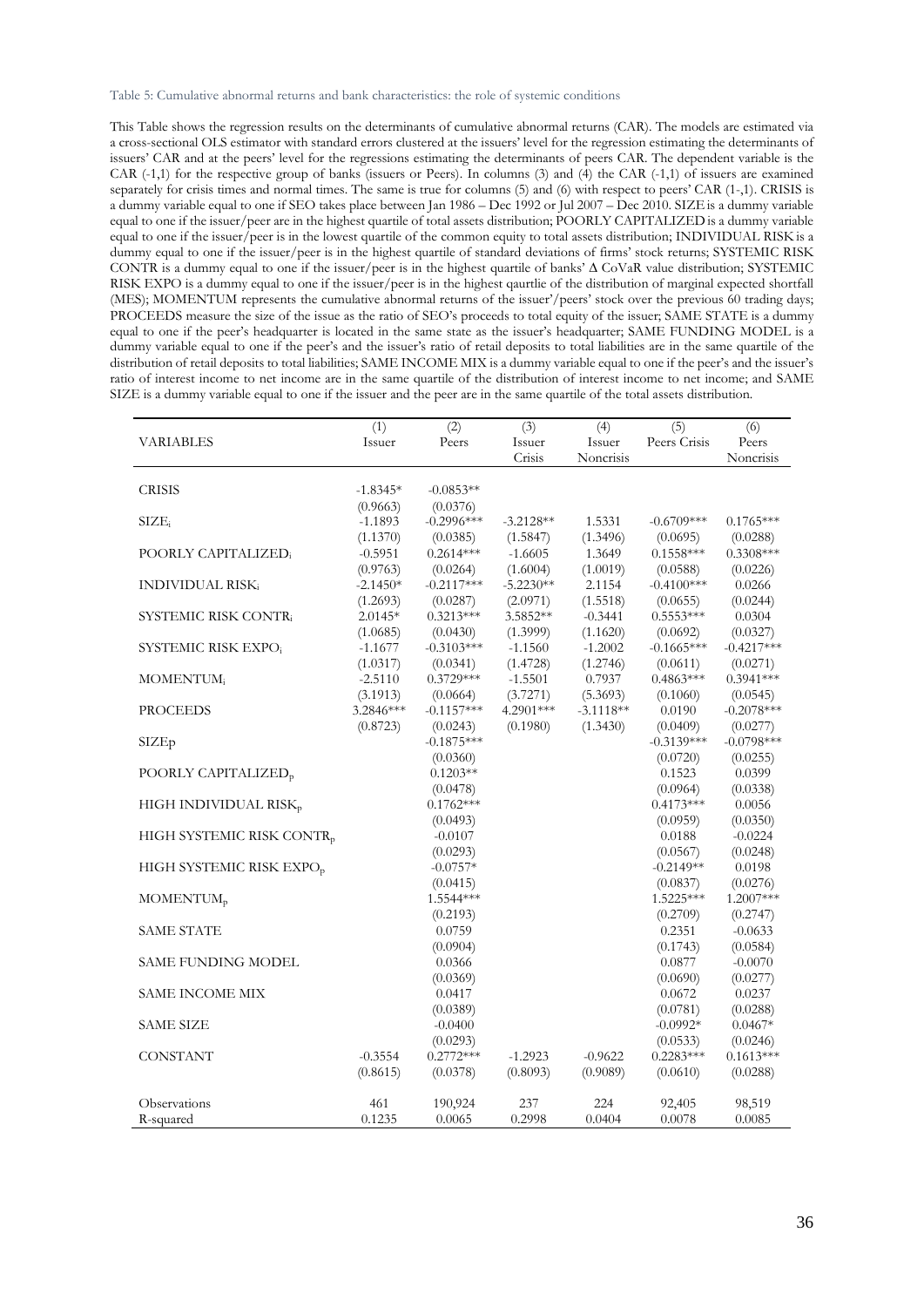Table 5: Cumulative abnormal returns and bank characteristics: the role of systemic conditions

This Table shows the regression results on the determinants of cumulative abnormal returns (CAR). The models are estimated via a cross-sectional OLS estimator with standard errors clustered at the issuers' level for the regression estimating the determinants of issuers' CAR and at the peers' level for the regressions estimating the determinants of peers CAR. The dependent variable is the CAR (-1,1) for the respective group of banks (issuers or Peers). In columns (3) and (4) the CAR (-1,1) of issuers are examined separately for crisis times and normal times. The same is true for columns (5) and (6) with respect to peers' CAR (1-,1). CRISIS is a dummy variable equal to one if SEO takes place between Jan 1986 – Dec 1992 or Jul 2007 – Dec 2010. SIZE is a dummy variable equal to one if the issuer/peer are in the highest quartile of total assets distribution; POORLY CAPITALIZED is a dummy variable equal to one if the issuer/peer is in the lowest quartile of the common equity to total assets distribution; INDIVIDUAL RISK is a dummy equal to one if the issuer/peer is in the highest quartile of standard deviations of firms' stock returns; SYSTEMIC RISK CONTR is a dummy equal to one if the issuer/peer is in the highest quartile of banks' Δ CoVaR value distribution; SYSTEMIC RISK EXPO is a dummy equal to one if the issuer/peer is in the highest qaurtlie of the distribution of marginal expected shortfall (MES); MOMENTUM represents the cumulative abnormal returns of the issuer'/peers' stock over the previous 60 trading days; PROCEEDS measure the size of the issue as the ratio of SEO's proceeds to total equity of the issuer; SAME STATE is a dummy equal to one if the peer's headquarter is located in the same state as the issuer's headquarter; SAME FUNDING MODEL is a dummy variable equal to one if the peer's and the issuer's ratio of retail deposits to total liabilities are in the same quartile of the distribution of retail deposits to total liabilities; SAME INCOME MIX is a dummy variable equal to one if the peer's and the issuer's ratio of interest income to net income are in the same quartile of the distribution of interest income to net income; and SAME SIZE is a dummy variable equal to one if the issuer and the peer are in the same quartile of the total assets distribution.

| VARIABLES | (1) Issuer | (2) Peers | (3) Issuer Crisis | (4) Issuer Noncrisis | (5) Peers Crisis | (6) Peers Noncrisis |
|---|---|---|---|---|---|---|
| CRISIS | -1.8345* | -0.0853** | | | | |
| | (0.9663) | (0.0376) | | | | |
| $SIZE_i$ | -1.1893 | -0.2996*** | -3.2128** | 1.5331 | -0.6709*** | 0.1765*** |
| | (1.1370) | (0.0385) | (1.5847) | (1.3496) | (0.0695) | (0.0288) |
| POORLY $CAPITALIZED_i$ | -0.5951 | 0.2614*** | -1.6605 | 1.3649 | 0.1558*** | 0.3308*** |
| | (0.9763) | (0.0264) | (1.6004) | (1.0019) | (0.0588) | (0.0226) |
| INDIVIDUAL $RISK_i$ | -2.1450* | -0.2117*** | -5.2230** | 2.1154 | -0.4100*** | 0.0266 |
| | (1.2693) | (0.0287) | (2.0971) | (1.5518) | (0.0655) | (0.0244) |
| SYSTEMIC RISK $CONTR_i$ | 2.0145* | 0.3213*** | 3.5852** | -0.3441 | 0.5553*** | 0.0304 |
| | (1.0685) | (0.0430) | (1.3999) | (1.1620) | (0.0692) | (0.0327) |
| SYSTEMIC RISK $EXPO_i$ | -1.1677 | -0.3103*** | -1.1560 | -1.2002 | -0.1665*** | -0.4217*** |
| | (1.0317) | (0.0341) | (1.4728) | (1.2746) | (0.0611) | (0.0271) |
| $MOMENTUM_i$ | -2.5110 | 0.3729*** | -1.5501 | 0.7937 | 0.4863*** | 0.3941*** |
| | (3.1913) | (0.0664) | (3.7271) | (5.3693) | (0.1060) | (0.0545) |
| PROCEEDS | 3.2846*** | -0.1157*** | 4.2901*** | -3.1118** | 0.0190 | -0.2078*** |
| | (0.8723) | (0.0243) | (0.1980) | (1.3430) | (0.0409) | (0.0277) |
| SIZEp | | -0.1875*** | | | -0.3139*** | -0.0798*** |
| | | (0.0360) | | | (0.0720) | (0.0255) |
| POORLY $CAPITALIZED_p$ | | 0.1203** | | | 0.1523 | 0.0399 |
| | | (0.0478) | | | (0.0964) | (0.0338) |
| HIGH INDIVIDUAL $RISK_p$ | | 0.1762*** | | | 0.4173*** | 0.0056 |
| | | (0.0493) | | | (0.0959) | (0.0350) |
| HIGH SYSTEMIC RISK $CONTR_p$ | | -0.0107 | | | 0.0188 | -0.0224 |
| | | (0.0293) | | | (0.0567) | (0.0248) |
| HIGH SYSTEMIC RISK $EXPO_p$ | | -0.0757* | | | -0.2149** | 0.0198 |
| | | (0.0415) | | | (0.0837) | (0.0276) |
| $MOMENTUM_p$ | | 1.5544*** | | | 1.5225*** | 1.2007*** |
| | | (0.2193) | | | (0.2709) | (0.2747) |
| SAME STATE | | 0.0759 | | | 0.2351 | -0.0633 |
| | | (0.0904) | | | (0.1743) | (0.0584) |
| SAME FUNDING MODEL | | 0.0366 | | | 0.0877 | -0.0070 |
| | | (0.0369) | | | (0.0690) | (0.0277) |
| SAME INCOME MIX | | 0.0417 | | | 0.0672 | 0.0237 |
| | | (0.0389) | | | (0.0781) | (0.0288) |
| SAME SIZE | | -0.0400 | | | -0.0992* | 0.0467* |
| | | (0.0293) | | | (0.0533) | (0.0246) |
| CONSTANT | -0.3554 | 0.2772*** | -1.2923 | -0.9622 | 0.2283*** | 0.1613*** |
| | (0.8615) | (0.0378) | (0.8093) | (0.9089) | (0.0610) | (0.0288) |
| Observations | 461 | 190,924 | 237 | 224 | 92,405 | 98,519 |
| R-squared | 0.1235 | 0.0065 | 0.2998 | 0.0404 | 0.0078 | 0.0085 |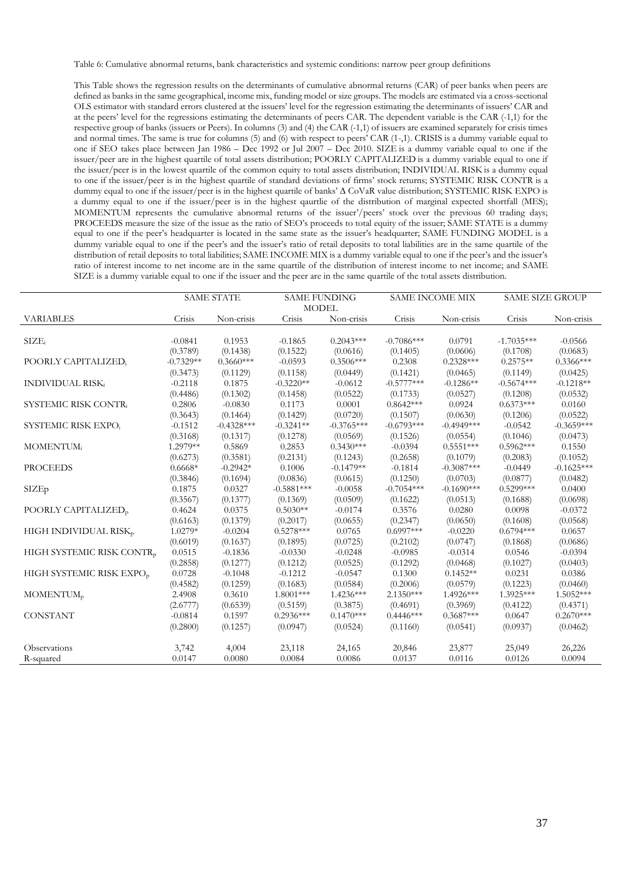Table 6: Cumulative abnormal returns, bank characteristics and systemic conditions: narrow peer group definitions

This Table shows the regression results on the determinants of cumulative abnormal returns (CAR) of peer banks when peers are defined as banks in the same geographical, income mix, funding model or size groups. The models are estimated via a cross-sectional OLS estimator with standard errors clustered at the issuers' level for the regression estimating the determinants of issuers' CAR and at the peers' level for the regressions estimating the determinants of peers CAR. The dependent variable is the CAR (-1,1) for the respective group of banks (issuers or Peers). In columns (3) and (4) the CAR (-1,1) of issuers are examined separately for crisis times and normal times. The same is true for columns (5) and (6) with respect to peers' CAR (1-,1). CRISIS is a dummy variable equal to one if SEO takes place between Jan 1986 – Dec 1992 or Jul 2007 – Dec 2010. SIZE is a dummy variable equal to one if the issuer/peer are in the highest quartile of total assets distribution; POORLY CAPITALIZED is a dummy variable equal to one if the issuer/peer is in the lowest quartile of the common equity to total assets distribution; INDIVIDUAL RISK is a dummy equal to one if the issuer/peer is in the highest quartile of standard deviations of firms' stock returns; SYSTEMIC RISK CONTR is a dummy equal to one if the issuer/peer is in the highest quartile of banks' Δ CoVaR value distribution; SYSTEMIC RISK EXPO is a dummy equal to one if the issuer/peer is in the highest qaurtlie of the distribution of marginal expected shortfall (MES); MOMENTUM represents the cumulative abnormal returns of the issuer'/peers' stock over the previous 60 trading days; PROCEEDS measure the size of the issue as the ratio of SEO's proceeds to total equity of the issuer; SAME STATE is a dummy equal to one if the peer's headquarter is located in the same state as the issuer's headquarter; SAME FUNDING MODEL is a dummy variable equal to one if the peer's and the issuer's ratio of retail deposits to total liabilities are in the same quartile of the distribution of retail deposits to total liabilities; SAME INCOME MIX is a dummy variable equal to one if the peer's and the issuer's ratio of interest income to net income are in the same quartile of the distribution of interest income to net income; and SAME SIZE is a dummy variable equal to one if the issuer and the peer are in the same quartile of the total assets distribution.

| | SAME STATE | | SAME FUNDING MODEL | | SAME INCOME MIX | | SAME SIZE GROUP | |
|---|---|---|---|---|---|---|---|---|
| VARIABLES | Crisis | Non-crisis | Crisis | Non-crisis | Crisis | Non-crisis | Crisis | Non-crisis |
| $SIZE_i$ | -0.0841 | 0.1953 | -0.1865 | 0.2043*** | -0.7086*** | 0.0791 | -1.7035*** | -0.0566 |
| | (0.3789) | (0.1438) | (0.1522) | (0.0616) | (0.1405) | (0.0606) | (0.1708) | (0.0683) |
| POORLY $CAPITALIZED_i$ | -0.7329** | 0.3660*** | -0.0593 | 0.3506*** | 0.2308 | 0.2328*** | 0.2575** | 0.3366*** |
| | (0.3473) | (0.1129) | (0.1158) | (0.0449) | (0.1421) | (0.0465) | (0.1149) | (0.0425) |
| INDIVIDUAL $RISK_i$ | -0.2118 | 0.1875 | -0.3220** | -0.0612 | -0.5777*** | -0.1286** | -0.5674*** | -0.1218** |
| | (0.4486) | (0.1302) | (0.1458) | (0.0522) | (0.1733) | (0.0527) | (0.1208) | (0.0532) |
| SYSTEMIC RISK $CONTR_i$ | 0.2806 | -0.0830 | 0.1173 | 0.0001 | 0.8642*** | 0.0924 | 0.6373*** | 0.0160 |
| | (0.3643) | (0.1464) | (0.1429) | (0.0720) | (0.1507) | (0.0630) | (0.1206) | (0.0522) |
| SYSTEMIC RISK $EXPO_i$ | -0.1512 | -0.4328*** | -0.3241** | -0.3765*** | -0.6793*** | -0.4949*** | -0.0542 | -0.3659*** |
| | (0.3168) | (0.1317) | (0.1278) | (0.0569) | (0.1526) | (0.0554) | (0.1046) | (0.0473) |
| $MOMENTUM_i$ | 1.2979** | 0.5869 | 0.2853 | 0.3430*** | -0.0394 | 0.5551*** | 0.5962*** | 0.1550 |
| | (0.6273) | (0.3581) | (0.2131) | (0.1243) | (0.2658) | (0.1079) | (0.2083) | (0.1052) |
| PROCEEDS | 0.6668* | -0.2942* | 0.1006 | -0.1479** | -0.1814 | -0.3087*** | -0.0449 | -0.1625*** |
| | (0.3846) | (0.1694) | (0.0836) | (0.0615) | (0.1250) | (0.0703) | (0.0877) | (0.0482) |
| $SIZE_p$ | 0.1875 | 0.0327 | -0.5881*** | -0.0058 | -0.7054*** | -0.1690*** | 0.5299*** | 0.0400 |
| | (0.3567) | (0.1377) | (0.1369) | (0.0509) | (0.1622) | (0.0513) | (0.1688) | (0.0698) |
| POORLY $CAPITALIZED_p$ | 0.4624 | 0.0375 | 0.5030** | -0.0174 | 0.3576 | 0.0280 | 0.0098 | -0.0372 |
| | (0.6163) | (0.1379) | (0.2017) | (0.0655) | (0.2347) | (0.0650) | (0.1608) | (0.0568) |
| HIGH INDIVIDUAL $RISK_p$ | 1.0279* | -0.0204 | 0.5278*** | 0.0765 | 0.6997*** | -0.0220 | 0.6794*** | 0.0657 |
| | (0.6019) | (0.1637) | (0.1895) | (0.0725) | (0.2102) | (0.0747) | (0.1868) | (0.0686) |
| HIGH SYSTEMIC RISK $CONTR_p$ | 0.0515 | -0.1836 | -0.0330 | -0.0248 | -0.0985 | -0.0314 | 0.0546 | -0.0394 |
| | (0.2858) | (0.1277) | (0.1212) | (0.0525) | (0.1292) | (0.0468) | (0.1027) | (0.0403) |
| HIGH SYSTEMIC RISK $EXPO_p$ | 0.0728 | -0.1048 | -0.1212 | -0.0547 | 0.1300 | 0.1452** | 0.0231 | 0.0386 |
| | (0.4582) | (0.1259) | (0.1683) | (0.0584) | (0.2006) | (0.0579) | (0.1223) | (0.0460) |
| $MOMENTUM_p$ | 2.4908 | 0.3610 | 1.8001*** | 1.4236*** | 2.1350*** | 1.4926*** | 1.3925*** | 1.5052*** |
| | (2.6777) | (0.6539) | (0.5159) | (0.3875) | (0.4691) | (0.3969) | (0.4122) | (0.4371) |
| CONSTANT | -0.0814 | 0.1597 | 0.2936*** | 0.1470*** | 0.4446*** | 0.3687*** | 0.0647 | 0.2670*** |
| | (0.2800) | (0.1257) | (0.0947) | (0.0524) | (0.1160) | (0.0541) | (0.0937) | (0.0462) |
| Observations | 3,742 | 4,004 | 23,118 | 24,165 | 20,846 | 23,877 | 25,049 | 26,226 |
| R-squared | 0.0147 | 0.0080 | 0.0084 | 0.0086 | 0.0137 | 0.0116 | 0.0126 | 0.0094 |